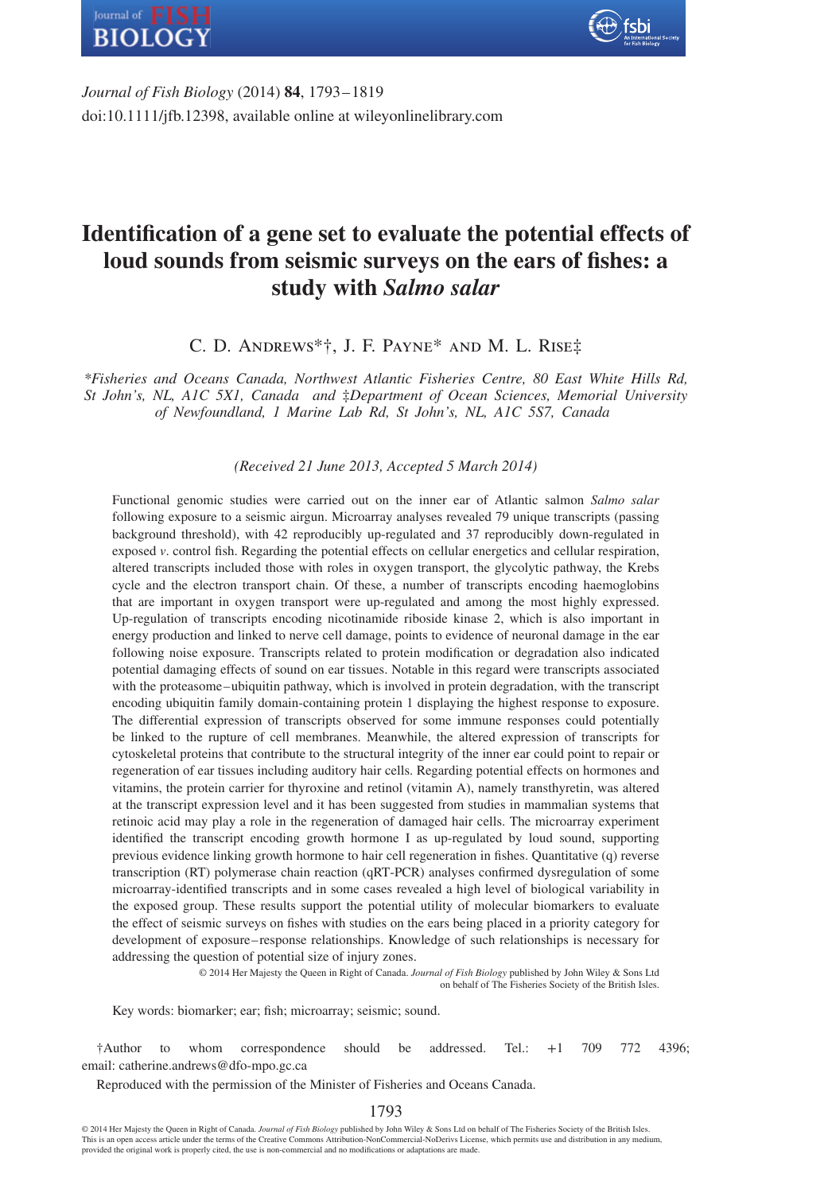*Journal of Fish Biology* (2014) **84**, 1793–1819
doi:10.1111/jfb.12398, available online at wileyonlinelibrary.com

# Identification of a gene set to evaluate the potential effects of loud sounds from seismic surveys on the ears of fishes: a study with *Salmo salar*

C. D. Andrews*†, J. F. Payne* and M. L. Rise‡

*\*Fisheries and Oceans Canada, Northwest Atlantic Fisheries Centre, 80 East White Hills Rd, St John's, NL, A1C 5X1, Canada and ‡Department of Ocean Sciences, Memorial University of Newfoundland, 1 Marine Lab Rd, St John's, NL, A1C 5S7, Canada*

*(Received 21 June 2013, Accepted 5 March 2014)*

Functional genomic studies were carried out on the inner ear of Atlantic salmon *Salmo salar* following exposure to a seismic airgun. Microarray analyses revealed 79 unique transcripts (passing background threshold), with 42 reproducibly up-regulated and 37 reproducibly down-regulated in exposed *v*. control fish. Regarding the potential effects on cellular energetics and cellular respiration, altered transcripts included those with roles in oxygen transport, the glycolytic pathway, the Krebs cycle and the electron transport chain. Of these, a number of transcripts encoding haemoglobins that are important in oxygen transport were up-regulated and among the most highly expressed. Up-regulation of transcripts encoding nicotinamide riboside kinase 2, which is also important in energy production and linked to nerve cell damage, points to evidence of neuronal damage in the ear following noise exposure. Transcripts related to protein modification or degradation also indicated potential damaging effects of sound on ear tissues. Notable in this regard were transcripts associated with the proteasome–ubiquitin pathway, which is involved in protein degradation, with the transcript encoding ubiquitin family domain-containing protein 1 displaying the highest response to exposure. The differential expression of transcripts observed for some immune responses could potentially be linked to the rupture of cell membranes. Meanwhile, the altered expression of transcripts for cytoskeletal proteins that contribute to the structural integrity of the inner ear could point to repair or regeneration of ear tissues including auditory hair cells. Regarding potential effects on hormones and vitamins, the protein carrier for thyroxine and retinol (vitamin A), namely transthyretin, was altered at the transcript expression level and it has been suggested from studies in mammalian systems that retinoic acid may play a role in the regeneration of damaged hair cells. The microarray experiment identified the transcript encoding growth hormone I as up-regulated by loud sound, supporting previous evidence linking growth hormone to hair cell regeneration in fishes. Quantitative (q) reverse transcription (RT) polymerase chain reaction (qRT-PCR) analyses confirmed dysregulation of some microarray-identified transcripts and in some cases revealed a high level of biological variability in the exposed group. These results support the potential utility of molecular biomarkers to evaluate the effect of seismic surveys on fishes with studies on the ears being placed in a priority category for development of exposure–response relationships. Knowledge of such relationships is necessary for addressing the question of potential size of injury zones.

© 2014 Her Majesty the Queen in Right of Canada. *Journal of Fish Biology* published by John Wiley & Sons Ltd on behalf of The Fisheries Society of the British Isles.

Key words: biomarker; ear; fish; microarray; seismic; sound.

†Author to whom correspondence should be addressed. Tel.: +1 709 772 4396; email: catherine.andrews@dfo-mpo.gc.ca

Reproduced with the permission of the Minister of Fisheries and Oceans Canada.

© 2014 Her Majesty the Queen in Right of Canada. *Journal of Fish Biology* published by John Wiley & Sons Ltd on behalf of The Fisheries Society of the British Isles. This is an open access article under the terms of the Creative Commons Attribution-NonCommercial-NoDerivs License, which permits use and distribution in any medium, provided the original work is properly cited, the use is non-commercial and no modifications or adaptations are made.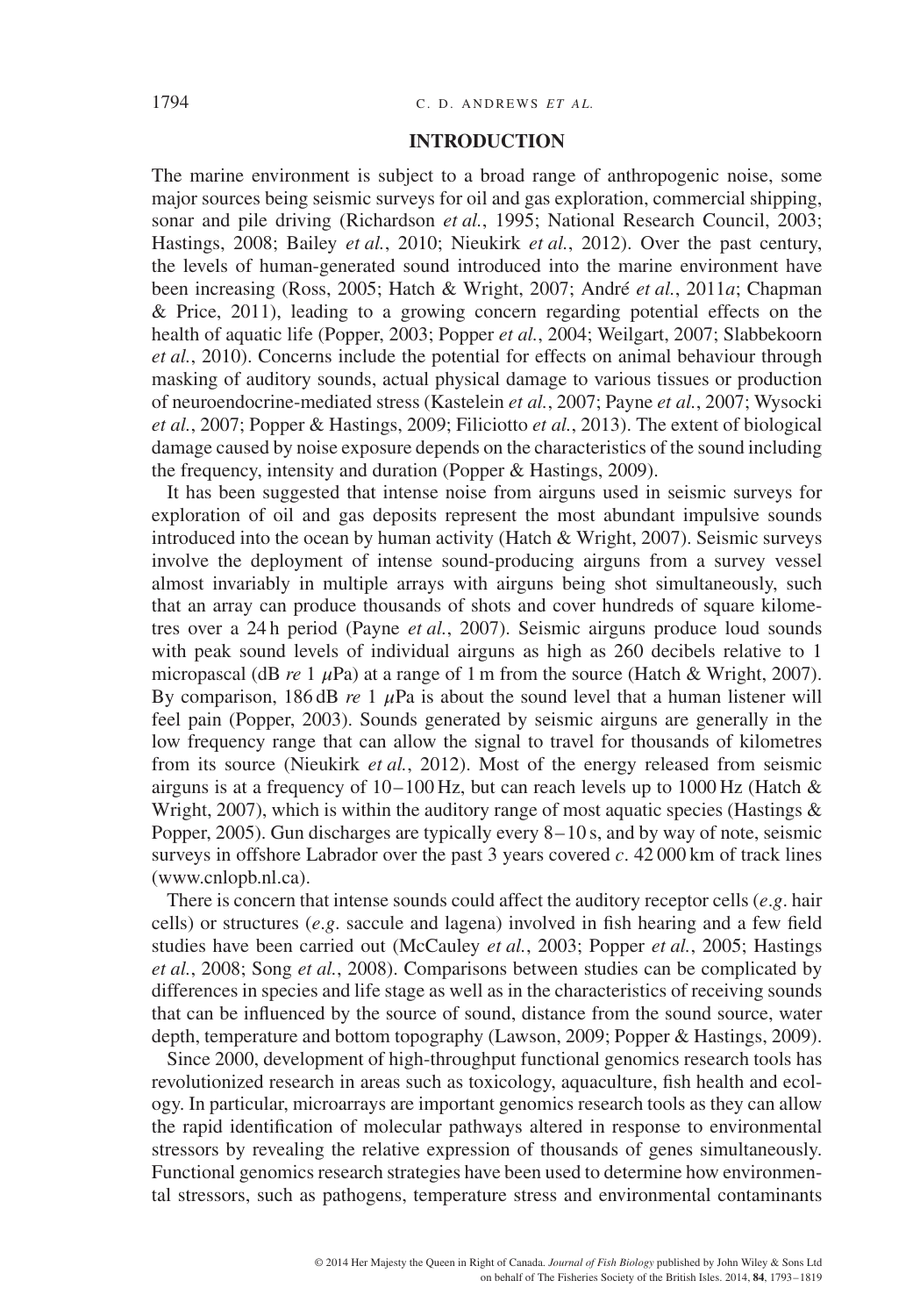## INTRODUCTION

The marine environment is subject to a broad range of anthropogenic noise, some major sources being seismic surveys for oil and gas exploration, commercial shipping, sonar and pile driving (Richardson *et al.*, 1995; National Research Council, 2003; Hastings, 2008; Bailey *et al.*, 2010; Nieukirk *et al.*, 2012). Over the past century, the levels of human-generated sound introduced into the marine environment have been increasing (Ross, 2005; Hatch & Wright, 2007; André *et al.*, 2011*a*; Chapman & Price, 2011), leading to a growing concern regarding potential effects on the health of aquatic life (Popper, 2003; Popper *et al.*, 2004; Weilgart, 2007; Slabbekoorn *et al.*, 2010). Concerns include the potential for effects on animal behaviour through masking of auditory sounds, actual physical damage to various tissues or production of neuroendocrine-mediated stress (Kastelein *et al.*, 2007; Payne *et al.*, 2007; Wysocki *et al.*, 2007; Popper & Hastings, 2009; Filiciotto *et al.*, 2013). The extent of biological damage caused by noise exposure depends on the characteristics of the sound including the frequency, intensity and duration (Popper & Hastings, 2009).

It has been suggested that intense noise from airguns used in seismic surveys for exploration of oil and gas deposits represent the most abundant impulsive sounds introduced into the ocean by human activity (Hatch & Wright, 2007). Seismic surveys involve the deployment of intense sound-producing airguns from a survey vessel almost invariably in multiple arrays with airguns being shot simultaneously, such that an array can produce thousands of shots and cover hundreds of square kilometres over a 24 h period (Payne *et al.*, 2007). Seismic airguns produce loud sounds with peak sound levels of individual airguns as high as 260 decibels relative to 1 micropascal (dB *re* 1 $\mu$Pa) at a range of 1 m from the source (Hatch & Wright, 2007). By comparison, 186 dB *re* 1 $\mu$Pa is about the sound level that a human listener will feel pain (Popper, 2003). Sounds generated by seismic airguns are generally in the low frequency range that can allow the signal to travel for thousands of kilometres from its source (Nieukirk *et al.*, 2012). Most of the energy released from seismic airguns is at a frequency of 10–100 Hz, but can reach levels up to 1000 Hz (Hatch & Wright, 2007), which is within the auditory range of most aquatic species (Hastings & Popper, 2005). Gun discharges are typically every 8–10 s, and by way of note, seismic surveys in offshore Labrador over the past 3 years covered *c*. 42 000 km of track lines (www.cnlopb.nl.ca).

There is concern that intense sounds could affect the auditory receptor cells (*e.g.* hair cells) or structures (*e.g.* saccule and lagena) involved in fish hearing and a few field studies have been carried out (McCauley *et al.*, 2003; Popper *et al.*, 2005; Hastings *et al.*, 2008; Song *et al.*, 2008). Comparisons between studies can be complicated by differences in species and life stage as well as in the characteristics of receiving sounds that can be influenced by the source of sound, distance from the sound source, water depth, temperature and bottom topography (Lawson, 2009; Popper & Hastings, 2009).

Since 2000, development of high-throughput functional genomics research tools has revolutionized research in areas such as toxicology, aquaculture, fish health and ecology. In particular, microarrays are important genomics research tools as they can allow the rapid identification of molecular pathways altered in response to environmental stressors by revealing the relative expression of thousands of genes simultaneously. Functional genomics research strategies have been used to determine how environmental stressors, such as pathogens, temperature stress and environmental contaminants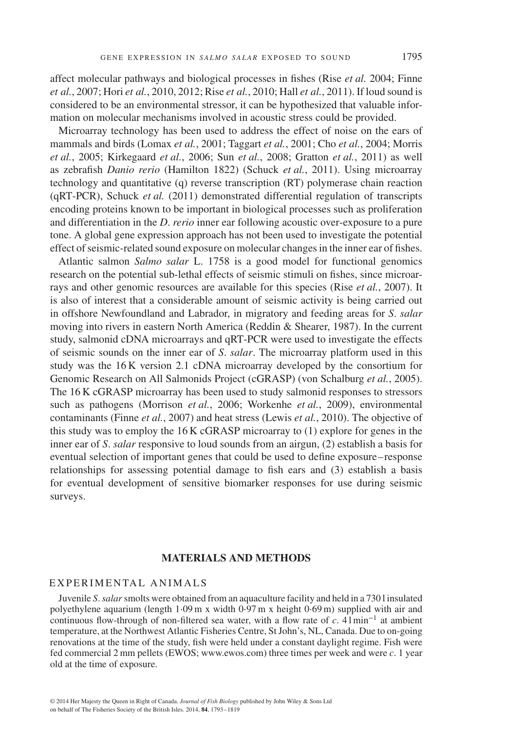affect molecular pathways and biological processes in fishes (Rise *et al.* 2004; Finne *et al.*, 2007; Hori *et al.*, 2010, 2012; Rise *et al.*, 2010; Hall *et al.*, 2011). If loud sound is considered to be an environmental stressor, it can be hypothesized that valuable information on molecular mechanisms involved in acoustic stress could be provided.

Microarray technology has been used to address the effect of noise on the ears of mammals and birds (Lomax *et al.*, 2001; Taggart *et al.*, 2001; Cho *et al.*, 2004; Morris *et al.*, 2005; Kirkegaard *et al.*, 2006; Sun *et al.*, 2008; Gratton *et al.*, 2011) as well as zebrafish *Danio rerio* (Hamilton 1822) (Schuck *et al.*, 2011). Using microarray technology and quantitative (q) reverse transcription (RT) polymerase chain reaction (qRT-PCR), Schuck *et al.* (2011) demonstrated differential regulation of transcripts encoding proteins known to be important in biological processes such as proliferation and differentiation in the *D. rerio* inner ear following acoustic over-exposure to a pure tone. A global gene expression approach has not been used to investigate the potential effect of seismic-related sound exposure on molecular changes in the inner ear of fishes.

Atlantic salmon *Salmo salar* L. 1758 is a good model for functional genomics research on the potential sub-lethal effects of seismic stimuli on fishes, since microarrays and other genomic resources are available for this species (Rise *et al.*, 2007). It is also of interest that a considerable amount of seismic activity is being carried out in offshore Newfoundland and Labrador, in migratory and feeding areas for *S. salar* moving into rivers in eastern North America (Reddin & Shearer, 1987). In the current study, salmonid cDNA microarrays and qRT-PCR were used to investigate the effects of seismic sounds on the inner ear of *S. salar*. The microarray platform used in this study was the 16 K version 2.1 cDNA microarray developed by the consortium for Genomic Research on All Salmonids Project (cGRASP) (von Schalburg *et al.*, 2005). The 16 K cGRASP microarray has been used to study salmonid responses to stressors such as pathogens (Morrison *et al.*, 2006; Workenhe *et al.*, 2009), environmental contaminants (Finne *et al.*, 2007) and heat stress (Lewis *et al.*, 2010). The objective of this study was to employ the 16 K cGRASP microarray to (1) explore for genes in the inner ear of *S. salar* responsive to loud sounds from an airgun, (2) establish a basis for eventual selection of important genes that could be used to define exposure–response relationships for assessing potential damage to fish ears and (3) establish a basis for eventual development of sensitive biomarker responses for use during seismic surveys.

## MATERIALS AND METHODS

### EXPERIMENTAL ANIMALS

Juvenile *S. salar* smolts were obtained from an aquaculture facility and held in a 730 l insulated polyethylene aquarium (length 1·09 m x width 0·97 m x height 0·69 m) supplied with air and continuous flow-through of non-filtered sea water, with a flow rate of *c.* 4 l $\text{min}^{-1}$ at ambient temperature, at the Northwest Atlantic Fisheries Centre, St John's, NL, Canada. Due to on-going renovations at the time of the study, fish were held under a constant daylight regime. Fish were fed commercial 2 mm pellets (EWOS; www.ewos.com) three times per week and were *c.* 1 year old at the time of exposure.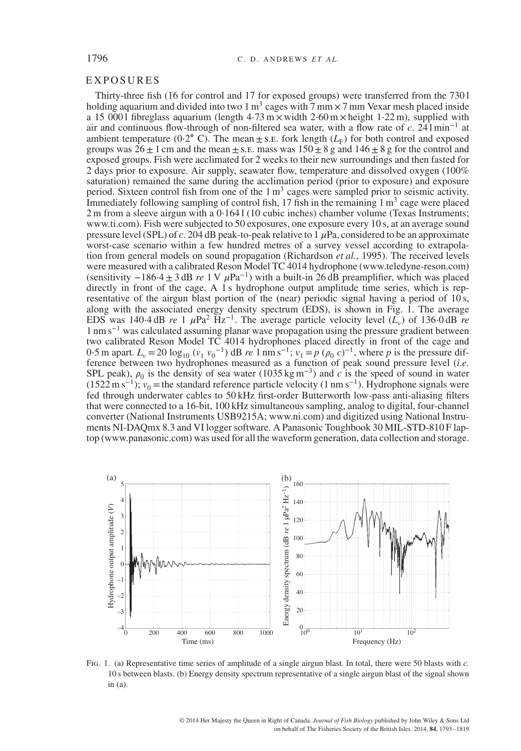## EXPOSURES

Thirty-three fish (16 for control and 17 for exposed groups) were transferred from the 730 l holding aquarium and divided into two 1 m$^3$ cages with 7 mm × 7 mm Vexar mesh placed inside a 15 000 l fibreglass aquarium (length 4·73 m × width 2·60 m × height 1·22 m), supplied with air and continuous flow-through of non-filtered sea water, with a flow rate of *c*. 24 l min$^{-1}$ at ambient temperature (0·2° C). The mean ± S.E. fork length ($L_F$) for both control and exposed groups was 26 ± 1 cm and the mean ± S.E. mass was 150 ± 8 g and 146 ± 8 g for the control and exposed groups. Fish were acclimated for 2 weeks to their new surroundings and then fasted for 2 days prior to exposure. Air supply, seawater flow, temperature and dissolved oxygen (100% saturation) remained the same during the acclimation period (prior to exposure) and exposure period. Sixteen control fish from one of the 1 m$^3$ cages were sampled prior to seismic activity. Immediately following sampling of control fish, 17 fish in the remaining 1 m$^3$ cage were placed 2 m from a sleeve airgun with a 0·164 l (10 cubic inches) chamber volume (Texas Instruments; www.ti.com). Fish were subjected to 50 exposures, one exposure every 10 s, at an average sound pressure level (SPL) of *c*. 204 dB peak-to-peak relative to 1 μPa, considered to be an approximate worst-case scenario within a few hundred metres of a survey vessel according to extrapolation from general models on sound propagation (Richardson *et al.*, 1995). The received levels were measured with a calibrated Reson Model TC 4014 hydrophone (www.teledyne-reson.com) (sensitivity −186·4 ± 3 dB *re* 1 V μPa$^{-1}$) with a built-in 26 dB preamplifier, which was placed directly in front of the cage. A 1 s hydrophone output amplitude time series, which is representative of the airgun blast portion of the (near) periodic signal having a period of 10 s, along with the associated energy density spectrum (EDS), is shown in Fig. 1. The average EDS was 140·4 dB *re* 1 μPa$^2$ Hz$^{-1}$. The average particle velocity level ($L_v$) of 136·0 dB *re* 1 nm s$^{-1}$ was calculated assuming planar wave propagation using the pressure gradient between two calibrated Reson Model TC 4014 hydrophones placed directly in front of the cage and 0·5 m apart. $L_v = 20 \log_{10} (v_1 \, v_0^{-1})$ dB *re* 1 nm s$^{-1}$; $v_1 = p \, (\rho_0 \, c)^{-1}$, where $p$ is the pressure difference between two hydrophones measured as a function of peak sound pressure level (*i.e.* SPL peak), $\rho_0$ is the density of sea water (1035 kg m$^{-3}$) and $c$ is the speed of sound in water (1522 m s$^{-1}$); $v_0$ = the standard reference particle velocity (1 nm s$^{-1}$). Hydrophone signals were fed through underwater cables to 50 kHz first-order Butterworth low-pass anti-aliasing filters that were connected to a 16-bit, 100 kHz simultaneous sampling, analog to digital, four-channel converter (National Instruments USB9215A; www.ni.com) and digitized using National Instruments NI-DAQmx 8.3 and VI logger software. A Panasonic Toughbook 30 MIL-STD-810 F laptop (www.panasonic.com) was used for all the waveform generation, data collection and storage.

Fig. 1. (a) Representative time series of amplitude of a single airgun blast. In total, there were 50 blasts with *c*. 10 s between blasts. (b) Energy density spectrum representative of a single airgun blast of the signal shown in (a).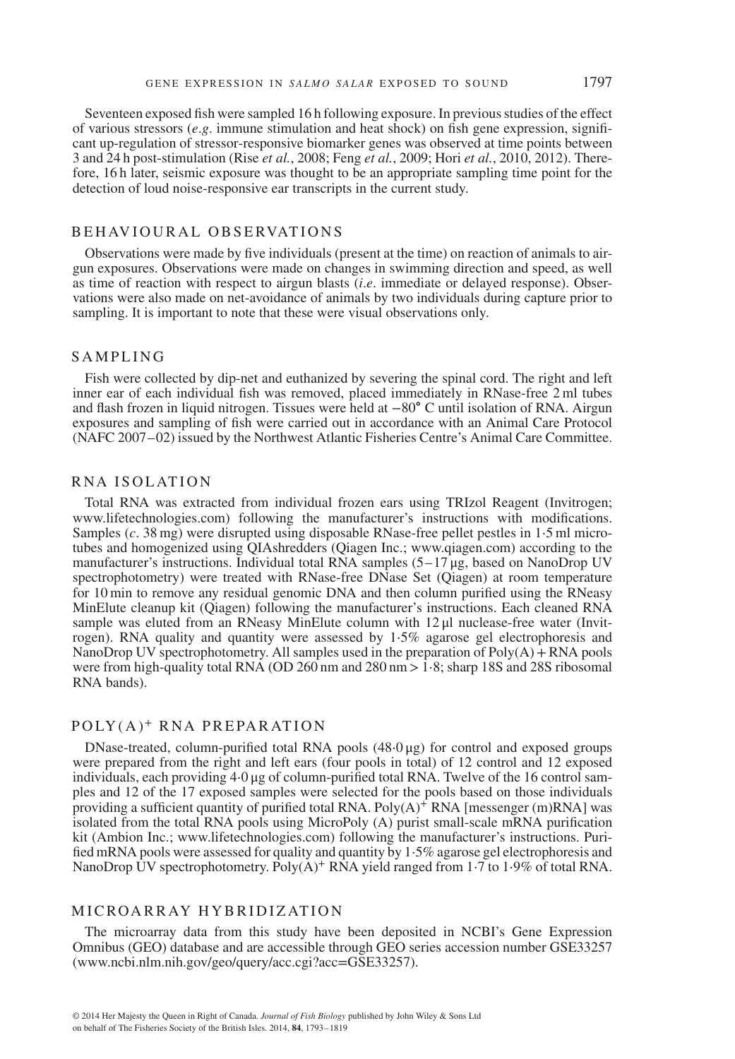Seventeen exposed fish were sampled 16 h following exposure. In previous studies of the effect of various stressors (*e.g.* immune stimulation and heat shock) on fish gene expression, significant up-regulation of stressor-responsive biomarker genes was observed at time points between 3 and 24 h post-stimulation (Rise *et al.*, 2008; Feng *et al.*, 2009; Hori *et al.*, 2010, 2012). Therefore, 16 h later, seismic exposure was thought to be an appropriate sampling time point for the detection of loud noise-responsive ear transcripts in the current study.

## BEHAVIOURAL OBSERVATIONS

Observations were made by five individuals (present at the time) on reaction of animals to airgun exposures. Observations were made on changes in swimming direction and speed, as well as time of reaction with respect to airgun blasts (*i.e.* immediate or delayed response). Observations were also made on net-avoidance of animals by two individuals during capture prior to sampling. It is important to note that these were visual observations only.

## SAMPLING

Fish were collected by dip-net and euthanized by severing the spinal cord. The right and left inner ear of each individual fish was removed, placed immediately in RNase-free 2 ml tubes and flash frozen in liquid nitrogen. Tissues were held at −80° C until isolation of RNA. Airgun exposures and sampling of fish were carried out in accordance with an Animal Care Protocol (NAFC 2007–02) issued by the Northwest Atlantic Fisheries Centre's Animal Care Committee.

## RNA ISOLATION

Total RNA was extracted from individual frozen ears using TRIzol Reagent (Invitrogen; www.lifetechnologies.com) following the manufacturer's instructions with modifications. Samples (*c.* 38 mg) were disrupted using disposable RNase-free pellet pestles in 1·5 ml microtubes and homogenized using QIAshredders (Qiagen Inc.; www.qiagen.com) according to the manufacturer's instructions. Individual total RNA samples (5–17 µg, based on NanoDrop UV spectrophotometry) were treated with RNase-free DNase Set (Qiagen) at room temperature for 10 min to remove any residual genomic DNA and then column purified using the RNeasy MinElute cleanup kit (Qiagen) following the manufacturer's instructions. Each cleaned RNA sample was eluted from an RNeasy MinElute column with 12 µl nuclease-free water (Invitrogen). RNA quality and quantity were assessed by 1·5% agarose gel electrophoresis and NanoDrop UV spectrophotometry. All samples used in the preparation of Poly(A) + RNA pools were from high-quality total RNA (OD 260 nm and 280 nm > 1·8; sharp 18S and 28S ribosomal RNA bands).

## POLY(A)$^+$ RNA PREPARATION

DNase-treated, column-purified total RNA pools (48·0 µg) for control and exposed groups were prepared from the right and left ears (four pools in total) of 12 control and 12 exposed individuals, each providing 4·0 µg of column-purified total RNA. Twelve of the 16 control samples and 12 of the 17 exposed samples were selected for the pools based on those individuals providing a sufficient quantity of purified total RNA. Poly(A)$^+$ RNA [messenger (m)RNA] was isolated from the total RNA pools using MicroPoly (A) purist small-scale mRNA purification kit (Ambion Inc.; www.lifetechnologies.com) following the manufacturer's instructions. Purified mRNA pools were assessed for quality and quantity by 1·5% agarose gel electrophoresis and NanoDrop UV spectrophotometry. Poly(A)$^+$ RNA yield ranged from 1·7 to 1·9% of total RNA.

## MICROARRAY HYBRIDIZATION

The microarray data from this study have been deposited in NCBI's Gene Expression Omnibus (GEO) database and are accessible through GEO series accession number GSE33257 (www.ncbi.nlm.nih.gov/geo/query/acc.cgi?acc=GSE33257).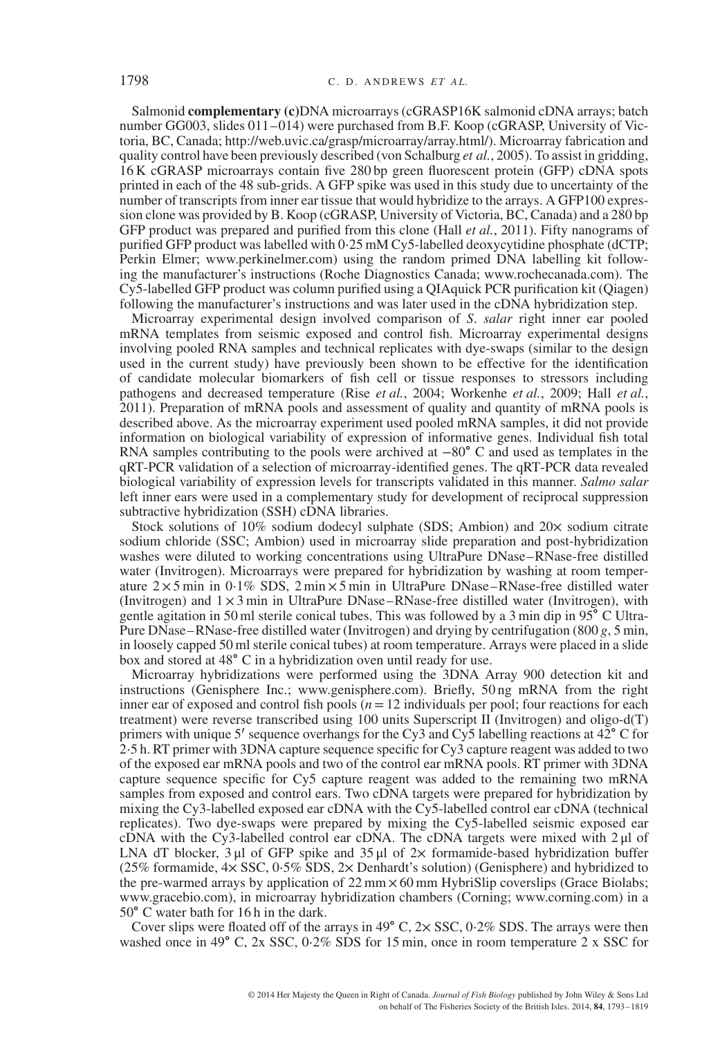Salmonid **complementary (c)**DNA microarrays (cGRASP16K salmonid cDNA arrays; batch number GG003, slides 011–014) were purchased from B.F. Koop (cGRASP, University of Victoria, BC, Canada; http://web.uvic.ca/grasp/microarray/array.html/). Microarray fabrication and quality control have been previously described (von Schalburg *et al.*, 2005). To assist in gridding, 16 K cGRASP microarrays contain five 280 bp green fluorescent protein (GFP) cDNA spots printed in each of the 48 sub-grids. A GFP spike was used in this study due to uncertainty of the number of transcripts from inner ear tissue that would hybridize to the arrays. A GFP100 expression clone was provided by B. Koop (cGRASP, University of Victoria, BC, Canada) and a 280 bp GFP product was prepared and purified from this clone (Hall *et al.*, 2011). Fifty nanograms of purified GFP product was labelled with 0·25 mM Cy5-labelled deoxycytidine phosphate (dCTP; Perkin Elmer; www.perkinelmer.com) using the random primed DNA labelling kit following the manufacturer's instructions (Roche Diagnostics Canada; www.rochecanada.com). The Cy5-labelled GFP product was column purified using a QIAquick PCR purification kit (Qiagen) following the manufacturer's instructions and was later used in the cDNA hybridization step.

Microarray experimental design involved comparison of *S. salar* right inner ear pooled mRNA templates from seismic exposed and control fish. Microarray experimental designs involving pooled RNA samples and technical replicates with dye-swaps (similar to the design used in the current study) have previously been shown to be effective for the identification of candidate molecular biomarkers of fish cell or tissue responses to stressors including pathogens and decreased temperature (Rise *et al.*, 2004; Workenhe *et al.*, 2009; Hall *et al.*, 2011). Preparation of mRNA pools and assessment of quality and quantity of mRNA pools is described above. As the microarray experiment used pooled mRNA samples, it did not provide information on biological variability of expression of informative genes. Individual fish total RNA samples contributing to the pools were archived at −80° C and used as templates in the qRT-PCR validation of a selection of microarray-identified genes. The qRT-PCR data revealed biological variability of expression levels for transcripts validated in this manner. *Salmo salar* left inner ears were used in a complementary study for development of reciprocal suppression subtractive hybridization (SSH) cDNA libraries.

Stock solutions of 10% sodium dodecyl sulphate (SDS; Ambion) and 20× sodium citrate sodium chloride (SSC; Ambion) used in microarray slide preparation and post-hybridization washes were diluted to working concentrations using UltraPure DNase–RNase-free distilled water (Invitrogen). Microarrays were prepared for hybridization by washing at room temperature 2 × 5 min in 0·1% SDS, 2 min × 5 min in UltraPure DNase–RNase-free distilled water (Invitrogen) and 1 × 3 min in UltraPure DNase–RNase-free distilled water (Invitrogen), with gentle agitation in 50 ml sterile conical tubes. This was followed by a 3 min dip in 95° C UltraPure DNase–RNase-free distilled water (Invitrogen) and drying by centrifugation (800 *g*, 5 min, in loosely capped 50 ml sterile conical tubes) at room temperature. Arrays were placed in a slide box and stored at 48° C in a hybridization oven until ready for use.

Microarray hybridizations were performed using the 3DNA Array 900 detection kit and instructions (Genisphere Inc.; www.genisphere.com). Briefly, 50 ng mRNA from the right inner ear of exposed and control fish pools ($n = 12$ individuals per pool; four reactions for each treatment) were reverse transcribed using 100 units Superscript II (Invitrogen) and oligo-d(T) primers with unique 5′ sequence overhangs for the Cy3 and Cy5 labelling reactions at 42° C for 2·5 h. RT primer with 3DNA capture sequence specific for Cy3 capture reagent was added to two of the exposed ear mRNA pools and two of the control ear mRNA pools. RT primer with 3DNA capture sequence specific for Cy5 capture reagent was added to the remaining two mRNA samples from exposed and control ears. Two cDNA targets were prepared for hybridization by mixing the Cy3-labelled exposed ear cDNA with the Cy5-labelled control ear cDNA (technical replicates). Two dye-swaps were prepared by mixing the Cy5-labelled seismic exposed ear cDNA with the Cy3-labelled control ear cDNA. The cDNA targets were mixed with 2 μl of LNA dT blocker, 3 μl of GFP spike and 35 μl of 2× formamide-based hybridization buffer (25% formamide, 4× SSC, 0·5% SDS, 2× Denhardt's solution) (Genisphere) and hybridized to the pre-warmed arrays by application of 22 mm × 60 mm HybriSlip coverslips (Grace Biolabs; www.gracebio.com), in microarray hybridization chambers (Corning; www.corning.com) in a 50° C water bath for 16 h in the dark.

Cover slips were floated off of the arrays in 49° C, 2× SSC, 0·2% SDS. The arrays were then washed once in 49° C, 2x SSC, 0·2% SDS for 15 min, once in room temperature 2 x SSC for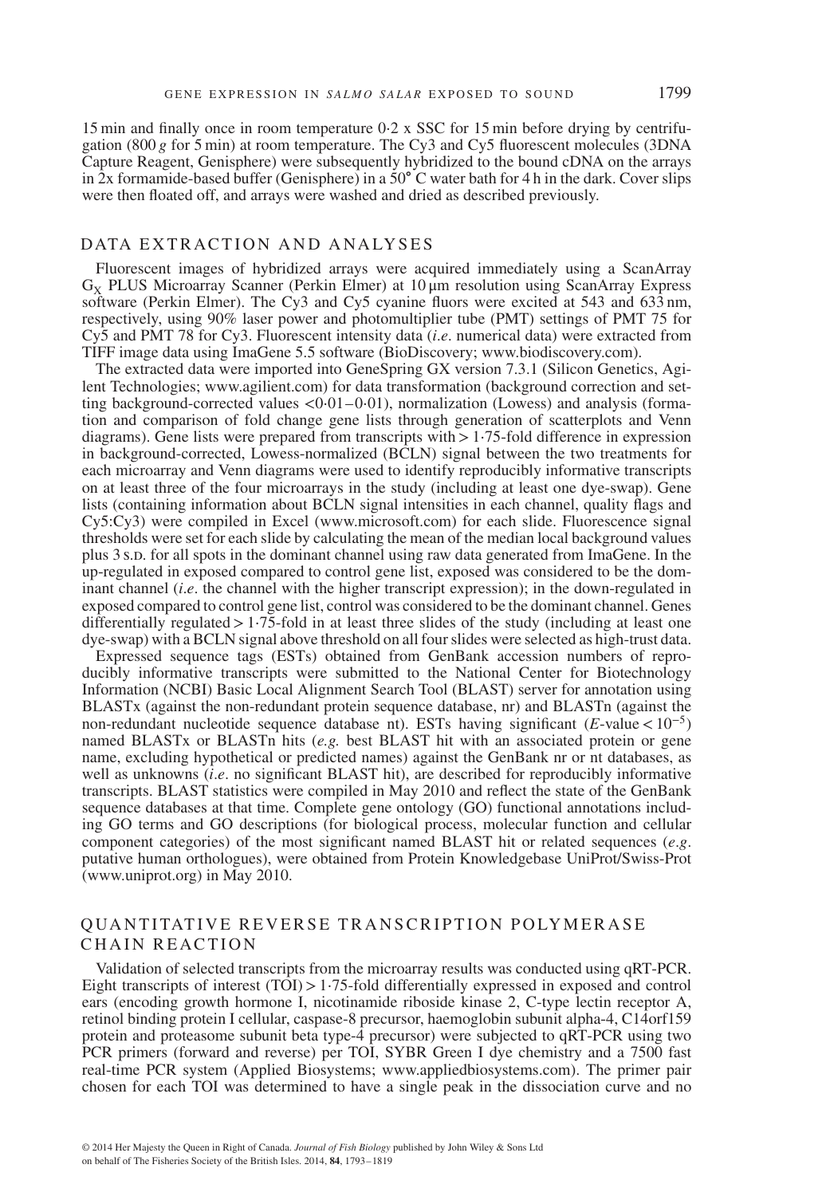15 min and finally once in room temperature 0·2 x SSC for 15 min before drying by centrifugation (800 *g* for 5 min) at room temperature. The Cy3 and Cy5 fluorescent molecules (3DNA Capture Reagent, Genisphere) were subsequently hybridized to the bound cDNA on the arrays in 2x formamide-based buffer (Genisphere) in a 50° C water bath for 4 h in the dark. Cover slips were then floated off, and arrays were washed and dried as described previously.

## DATA EXTRACTION AND ANALYSES

Fluorescent images of hybridized arrays were acquired immediately using a ScanArray $G_X$ PLUS Microarray Scanner (Perkin Elmer) at 10 μm resolution using ScanArray Express software (Perkin Elmer). The Cy3 and Cy5 cyanine fluors were excited at 543 and 633 nm, respectively, using 90% laser power and photomultiplier tube (PMT) settings of PMT 75 for Cy5 and PMT 78 for Cy3. Fluorescent intensity data (*i.e*. numerical data) were extracted from TIFF image data using ImaGene 5.5 software (BioDiscovery; www.biodiscovery.com).

The extracted data were imported into GeneSpring GX version 7.3.1 (Silicon Genetics, Agilent Technologies; www.agilent.com) for data transformation (background correction and setting background-corrected values <0·01–0·01), normalization (Lowess) and analysis (formation and comparison of fold change gene lists through generation of scatterplots and Venn diagrams). Gene lists were prepared from transcripts with > 1·75-fold difference in expression in background-corrected, Lowess-normalized (BCLN) signal between the two treatments for each microarray and Venn diagrams were used to identify reproducibly informative transcripts on at least three of the four microarrays in the study (including at least one dye-swap). Gene lists (containing information about BCLN signal intensities in each channel, quality flags and Cy5:Cy3) were compiled in Excel (www.microsoft.com) for each slide. Fluorescence signal thresholds were set for each slide by calculating the mean of the median local background values plus 3 s.d. for all spots in the dominant channel using raw data generated from ImaGene. In the up-regulated in exposed compared to control gene list, exposed was considered to be the dominant channel (*i.e*. the channel with the higher transcript expression); in the down-regulated in exposed compared to control gene list, control was considered to be the dominant channel. Genes differentially regulated > 1·75-fold in at least three slides of the study (including at least one dye-swap) with a BCLN signal above threshold on all four slides were selected as high-trust data.

Expressed sequence tags (ESTs) obtained from GenBank accession numbers of reproducibly informative transcripts were submitted to the National Center for Biotechnology Information (NCBI) Basic Local Alignment Search Tool (BLAST) server for annotation using BLASTx (against the non-redundant protein sequence database, nr) and BLASTn (against the non-redundant nucleotide sequence database nt). ESTs having significant ($E$-value < $10^{-5}$) named BLASTx or BLASTn hits (*e.g.* best BLAST hit with an associated protein or gene name, excluding hypothetical or predicted names) against the GenBank nr or nt databases, as well as unknowns (*i.e*. no significant BLAST hit), are described for reproducibly informative transcripts. BLAST statistics were compiled in May 2010 and reflect the state of the GenBank sequence databases at that time. Complete gene ontology (GO) functional annotations including GO terms and GO descriptions (for biological process, molecular function and cellular component categories) of the most significant named BLAST hit or related sequences (*e.g*. putative human orthologues), were obtained from Protein Knowledgebase UniProt/Swiss-Prot (www.uniprot.org) in May 2010.

## QUANTITATIVE REVERSE TRANSCRIPTION POLYMERASE CHAIN REACTION

Validation of selected transcripts from the microarray results was conducted using qRT-PCR. Eight transcripts of interest (TOI) > 1·75-fold differentially expressed in exposed and control ears (encoding growth hormone I, nicotinamide riboside kinase 2, C-type lectin receptor A, retinol binding protein I cellular, caspase-8 precursor, haemoglobin subunit alpha-4, C14orf159 protein and proteasome subunit beta type-4 precursor) were subjected to qRT-PCR using two PCR primers (forward and reverse) per TOI, SYBR Green I dye chemistry and a 7500 fast real-time PCR system (Applied Biosystems; www.appliedbiosystems.com). The primer pair chosen for each TOI was determined to have a single peak in the dissociation curve and no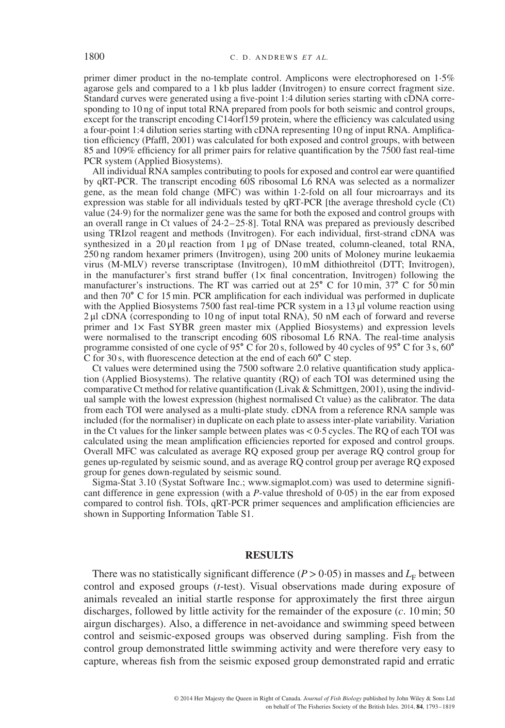primer dimer product in the no-template control. Amplicons were electrophoresed on 1·5% agarose gels and compared to a 1 kb plus ladder (Invitrogen) to ensure correct fragment size. Standard curves were generated using a five-point 1:4 dilution series starting with cDNA corresponding to 10 ng of input total RNA prepared from pools for both seismic and control groups, except for the transcript encoding C14orf159 protein, where the efficiency was calculated using a four-point 1:4 dilution series starting with cDNA representing 10 ng of input RNA. Amplification efficiency (Pfaffl, 2001) was calculated for both exposed and control groups, with between 85 and 109% efficiency for all primer pairs for relative quantification by the 7500 fast real-time PCR system (Applied Biosystems).

All individual RNA samples contributing to pools for exposed and control ear were quantified by qRT-PCR. The transcript encoding 60S ribosomal L6 RNA was selected as a normalizer gene, as the mean fold change (MFC) was within 1·2-fold on all four microarrays and its expression was stable for all individuals tested by qRT-PCR [the average threshold cycle (Ct) value (24·9) for the normalizer gene was the same for both the exposed and control groups with an overall range in Ct values of 24·2–25·8]. Total RNA was prepared as previously described using TRIzol reagent and methods (Invitrogen). For each individual, first-strand cDNA was synthesized in a 20 µl reaction from 1 µg of DNase treated, column-cleaned, total RNA, 250 ng random hexamer primers (Invitrogen), using 200 units of Moloney murine leukaemia virus (M-MLV) reverse transcriptase (Invitrogen), 10 mM dithiothreitol (DTT; Invitrogen), in the manufacturer's first strand buffer (1× final concentration, Invitrogen) following the manufacturer's instructions. The RT was carried out at 25° C for 10 min, 37° C for 50 min and then 70° C for 15 min. PCR amplification for each individual was performed in duplicate with the Applied Biosystems 7500 fast real-time PCR system in a 13 µl volume reaction using 2 µl cDNA (corresponding to 10 ng of input total RNA), 50 nM each of forward and reverse primer and 1× Fast SYBR green master mix (Applied Biosystems) and expression levels were normalised to the transcript encoding 60S ribosomal L6 RNA. The real-time analysis programme consisted of one cycle of 95° C for 20 s, followed by 40 cycles of 95° C for 3 s, 60° C for 30 s, with fluorescence detection at the end of each 60° C step.

Ct values were determined using the 7500 software 2.0 relative quantification study application (Applied Biosystems). The relative quantity (RQ) of each TOI was determined using the comparative Ct method for relative quantification (Livak & Schmittgen, 2001), using the individual sample with the lowest expression (highest normalised Ct value) as the calibrator. The data from each TOI were analysed as a multi-plate study. cDNA from a reference RNA sample was included (for the normaliser) in duplicate on each plate to assess inter-plate variability. Variation in the Ct values for the linker sample between plates was < 0·5 cycles. The RQ of each TOI was calculated using the mean amplification efficiencies reported for exposed and control groups. Overall MFC was calculated as average RQ exposed group per average RQ control group for genes up-regulated by seismic sound, and as average RQ control group per average RQ exposed group for genes down-regulated by seismic sound.

Sigma-Stat 3.10 (Systat Software Inc.; www.sigmaplot.com) was used to determine significant difference in gene expression (with a *P*-value threshold of 0·05) in the ear from exposed compared to control fish. TOIs, qRT-PCR primer sequences and amplification efficiencies are shown in Supporting Information Table S1.

## RESULTS

There was no statistically significant difference ($P > 0·05$) in masses and $L_F$ between control and exposed groups (*t*-test). Visual observations made during exposure of animals revealed an initial startle response for approximately the first three airgun discharges, followed by little activity for the remainder of the exposure (*c*. 10 min; 50 airgun discharges). Also, a difference in net-avoidance and swimming speed between control and seismic-exposed groups was observed during sampling. Fish from the control group demonstrated little swimming activity and were therefore very easy to capture, whereas fish from the seismic exposed group demonstrated rapid and erratic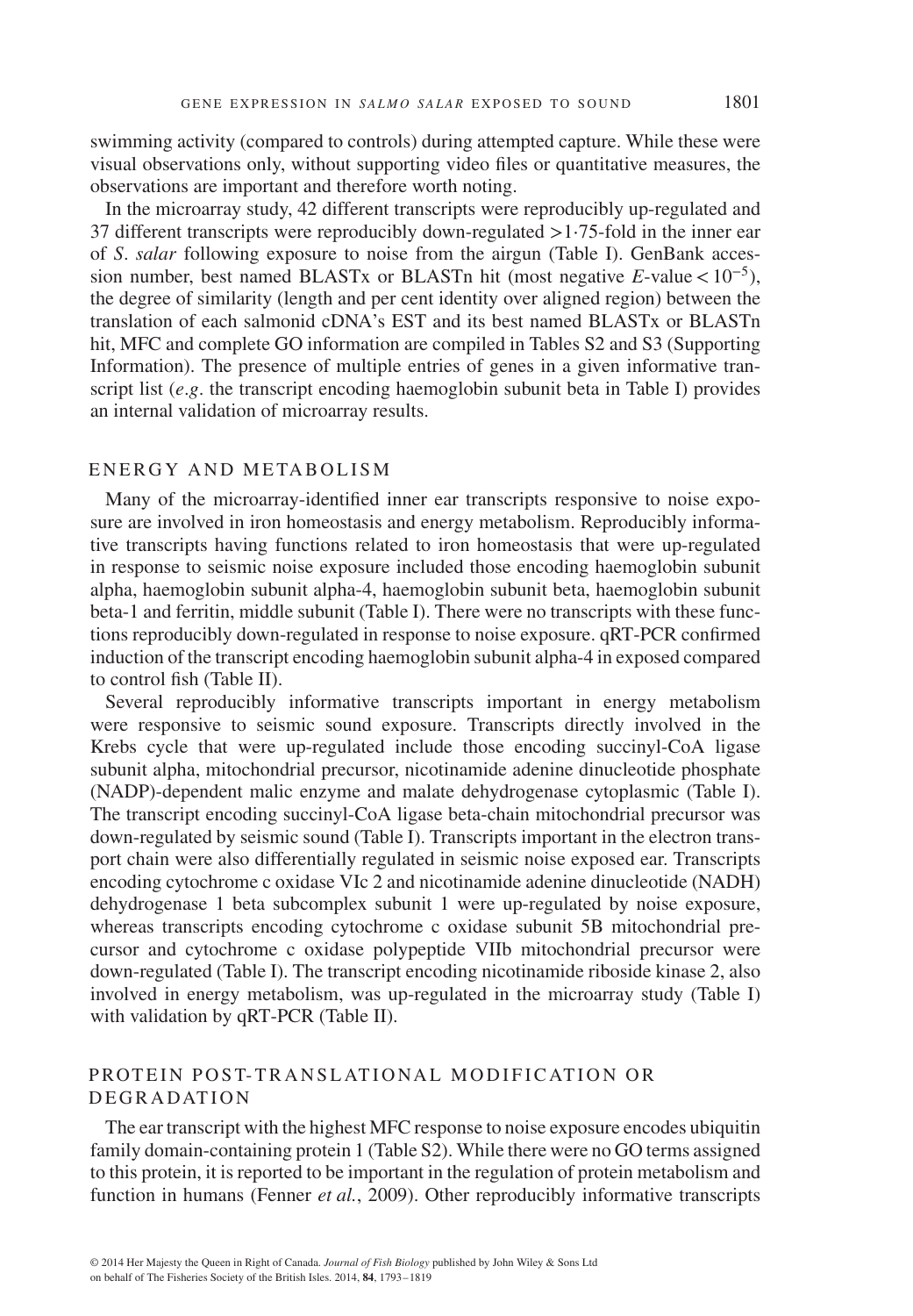swimming activity (compared to controls) during attempted capture. While these were visual observations only, without supporting video files or quantitative measures, the observations are important and therefore worth noting.

In the microarray study, 42 different transcripts were reproducibly up-regulated and 37 different transcripts were reproducibly down-regulated >1·75-fold in the inner ear of *S. salar* following exposure to noise from the airgun (Table I). GenBank accession number, best named BLASTx or BLASTn hit (most negative *E*-value $< 10^{-5}$), the degree of similarity (length and per cent identity over aligned region) between the translation of each salmonid cDNA's EST and its best named BLASTx or BLASTn hit, MFC and complete GO information are compiled in Tables S2 and S3 (Supporting Information). The presence of multiple entries of genes in a given informative transcript list (*e.g.* the transcript encoding haemoglobin subunit beta in Table I) provides an internal validation of microarray results.

## ENERGY AND METABOLISM

Many of the microarray-identified inner ear transcripts responsive to noise exposure are involved in iron homeostasis and energy metabolism. Reproducibly informative transcripts having functions related to iron homeostasis that were up-regulated in response to seismic noise exposure included those encoding haemoglobin subunit alpha, haemoglobin subunit alpha-4, haemoglobin subunit beta, haemoglobin subunit beta-1 and ferritin, middle subunit (Table I). There were no transcripts with these functions reproducibly down-regulated in response to noise exposure. qRT-PCR confirmed induction of the transcript encoding haemoglobin subunit alpha-4 in exposed compared to control fish (Table II).

Several reproducibly informative transcripts important in energy metabolism were responsive to seismic sound exposure. Transcripts directly involved in the Krebs cycle that were up-regulated include those encoding succinyl-CoA ligase subunit alpha, mitochondrial precursor, nicotinamide adenine dinucleotide phosphate (NADP)-dependent malic enzyme and malate dehydrogenase cytoplasmic (Table I). The transcript encoding succinyl-CoA ligase beta-chain mitochondrial precursor was down-regulated by seismic sound (Table I). Transcripts important in the electron transport chain were also differentially regulated in seismic noise exposed ear. Transcripts encoding cytochrome c oxidase VIc 2 and nicotinamide adenine dinucleotide (NADH) dehydrogenase 1 beta subcomplex subunit 1 were up-regulated by noise exposure, whereas transcripts encoding cytochrome c oxidase subunit 5B mitochondrial precursor and cytochrome c oxidase polypeptide VIIb mitochondrial precursor were down-regulated (Table I). The transcript encoding nicotinamide riboside kinase 2, also involved in energy metabolism, was up-regulated in the microarray study (Table I) with validation by qRT-PCR (Table II).

## PROTEIN POST-TRANSLATIONAL MODIFICATION OR DEGRADATION

The ear transcript with the highest MFC response to noise exposure encodes ubiquitin family domain-containing protein 1 (Table S2). While there were no GO terms assigned to this protein, it is reported to be important in the regulation of protein metabolism and function in humans (Fenner *et al.*, 2009). Other reproducibly informative transcripts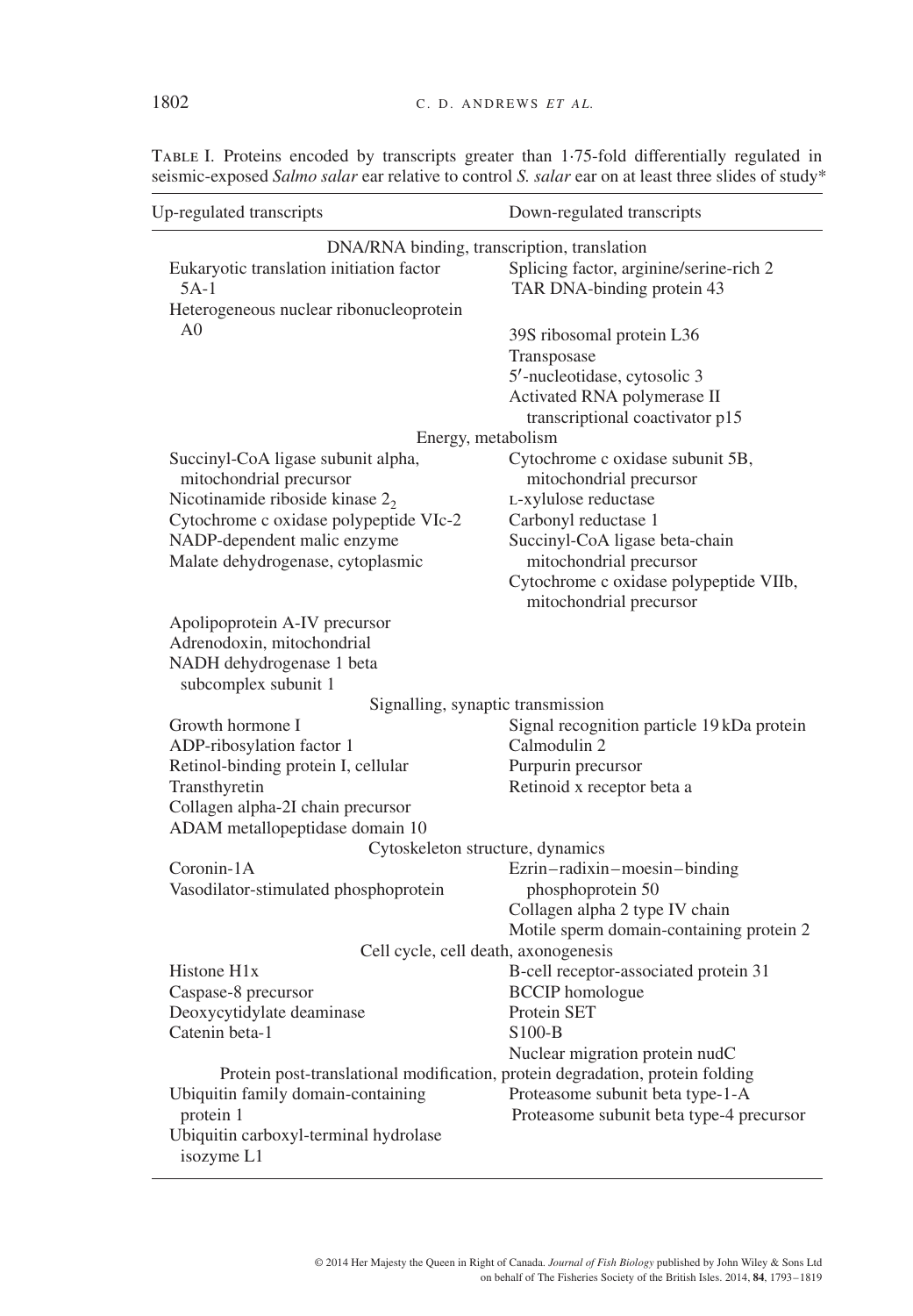Table I. Proteins encoded by transcripts greater than 1·75-fold differentially regulated in seismic-exposed *Salmo salar* ear relative to control *S. salar* ear on at least three slides of study*

| Up-regulated transcripts | Down-regulated transcripts |
|---|---|
| **DNA/RNA binding, transcription, translation** | |
| Eukaryotic translation initiation factor 5A-1 | Splicing factor, arginine/serine-rich 2 |
| Heterogeneous nuclear ribonucleoprotein A0 | TAR DNA-binding protein 43 |
| | 39S ribosomal protein L36 |
| | Transposase |
| | 5′-nucleotidase, cytosolic 3 |
| | Activated RNA polymerase II transcriptional coactivator p15 |
| **Energy, metabolism** | |
| Succinyl-CoA ligase subunit alpha, mitochondrial precursor | Cytochrome c oxidase subunit 5B, mitochondrial precursor |
| Nicotinamide riboside kinase $2_2$ | L-xylulose reductase |
| Cytochrome c oxidase polypeptide VIc-2 | Carbonyl reductase 1 |
| NADP-dependent malic enzyme | Succinyl-CoA ligase beta-chain mitochondrial precursor |
| Malate dehydrogenase, cytoplasmic | Cytochrome c oxidase polypeptide VIIb, mitochondrial precursor |
| Apolipoprotein A-IV precursor | |
| Adrenodoxin, mitochondrial | |
| NADH dehydrogenase 1 beta subcomplex subunit 1 | |
| **Signalling, synaptic transmission** | |
| Growth hormone I | Signal recognition particle 19 kDa protein |
| ADP-ribosylation factor 1 | Calmodulin 2 |
| Retinol-binding protein I, cellular | Purpurin precursor |
| Transthyretin | Retinoid x receptor beta a |
| Collagen alpha-2I chain precursor | |
| ADAM metallopeptidase domain 10 | |
| **Cytoskeleton structure, dynamics** | |
| Coronin-1A | Ezrin–radixin–moesin–binding phosphoprotein 50 |
| Vasodilator-stimulated phosphoprotein | Collagen alpha 2 type IV chain |
| | Motile sperm domain-containing protein 2 |
| **Cell cycle, cell death, axonogenesis** | |
| Histone H1x | B-cell receptor-associated protein 31 |
| Caspase-8 precursor | BCCIP homologue |
| Deoxycytidylate deaminase | Protein SET |
| Catenin beta-1 | S100-B |
| | Nuclear migration protein nudC |
| **Protein post-translational modification, protein degradation, protein folding** | |
| Ubiquitin family domain-containing protein 1 | Proteasome subunit beta type-1-A |
| Ubiquitin carboxyl-terminal hydrolase isozyme L1 | Proteasome subunit beta type-4 precursor |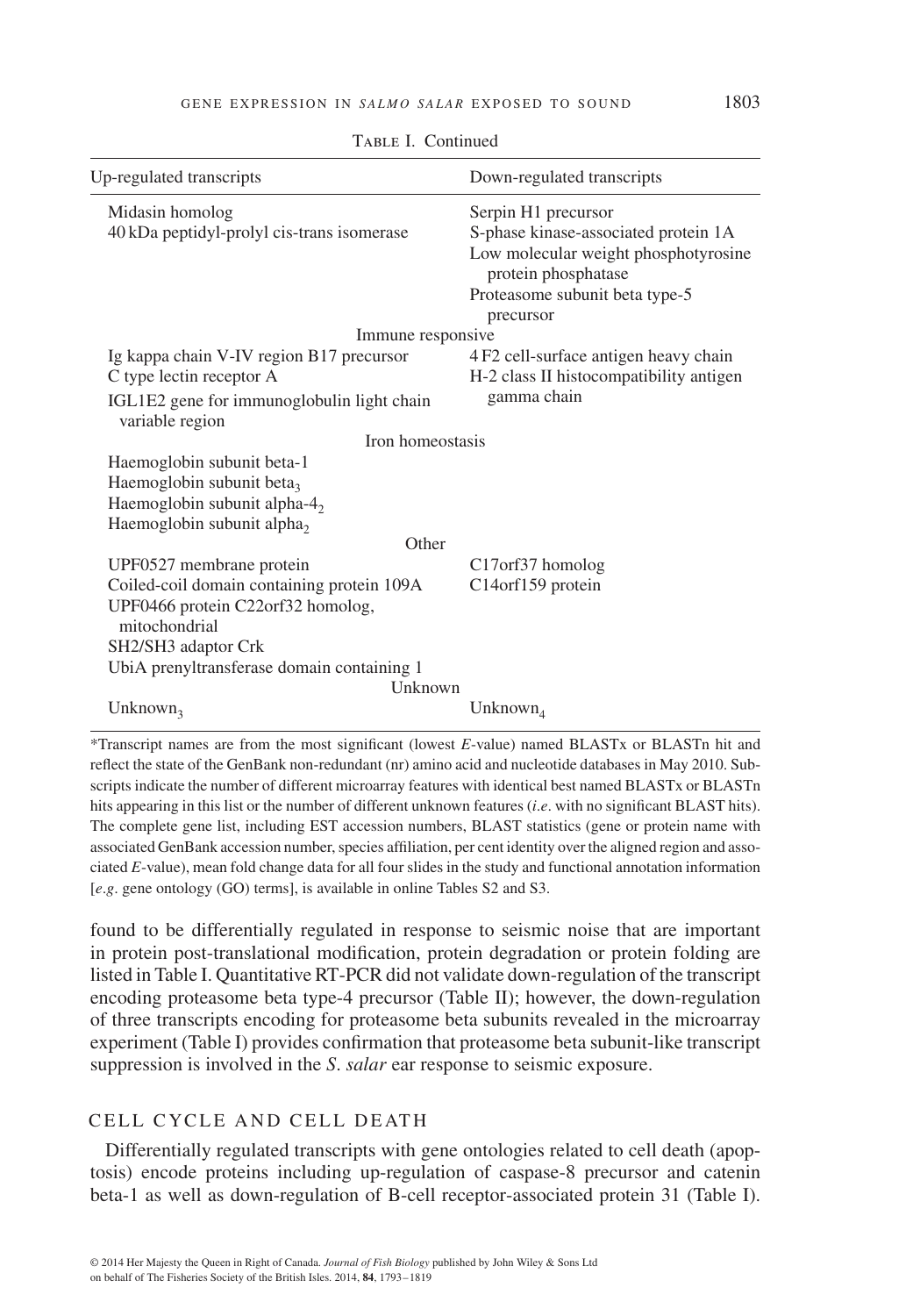Table I. Continued

| Up-regulated transcripts | Down-regulated transcripts |
|---|---|
| Midasin homolog | Serpin H1 precursor |
| 40 kDa peptidyl-prolyl cis-trans isomerase | S-phase kinase-associated protein 1A |
| | Low molecular weight phosphotyrosine protein phosphatase |
| | Proteasome subunit beta type-5 precursor |
| Immune responsive | |
| Ig kappa chain V-IV region B17 precursor | 4 F2 cell-surface antigen heavy chain |
| C type lectin receptor A | H-2 class II histocompatibility antigen gamma chain |
| IGL1E2 gene for immunoglobulin light chain variable region | |
| Iron homeostasis | |
| Haemoglobin subunit beta-1 | |
| Haemoglobin subunit $beta_3$ | |
| Haemoglobin subunit $alpha\text{-}4_2$ | |
| Haemoglobin subunit $alpha_2$ | |
| Other | |
| UPF0527 membrane protein | C17orf37 homolog |
| Coiled-coil domain containing protein 109A | C14orf159 protein |
| UPF0466 protein C22orf32 homolog, mitochondrial | |
| SH2/SH3 adaptor Crk | |
| UbiA prenyltransferase domain containing 1 | |
| Unknown | |
| $Unknown_3$ | $Unknown_4$ |

*Transcript names are from the most significant (lowest *E*-value) named BLASTx or BLASTn hit and reflect the state of the GenBank non-redundant (nr) amino acid and nucleotide databases in May 2010. Subscripts indicate the number of different microarray features with identical best named BLASTx or BLASTn hits appearing in this list or the number of different unknown features (*i.e.* with no significant BLAST hits). The complete gene list, including EST accession numbers, BLAST statistics (gene or protein name with associated GenBank accession number, species affiliation, per cent identity over the aligned region and associated *E*-value), mean fold change data for all four slides in the study and functional annotation information [*e.g.* gene ontology (GO) terms], is available in online Tables S2 and S3.

found to be differentially regulated in response to seismic noise that are important in protein post-translational modification, protein degradation or protein folding are listed in Table I. Quantitative RT-PCR did not validate down-regulation of the transcript encoding proteasome beta type-4 precursor (Table II); however, the down-regulation of three transcripts encoding for proteasome beta subunits revealed in the microarray experiment (Table I) provides confirmation that proteasome beta subunit-like transcript suppression is involved in the *S. salar* ear response to seismic exposure.

## CELL CYCLE AND CELL DEATH

Differentially regulated transcripts with gene ontologies related to cell death (apoptosis) encode proteins including up-regulation of caspase-8 precursor and catenin beta-1 as well as down-regulation of B-cell receptor-associated protein 31 (Table I).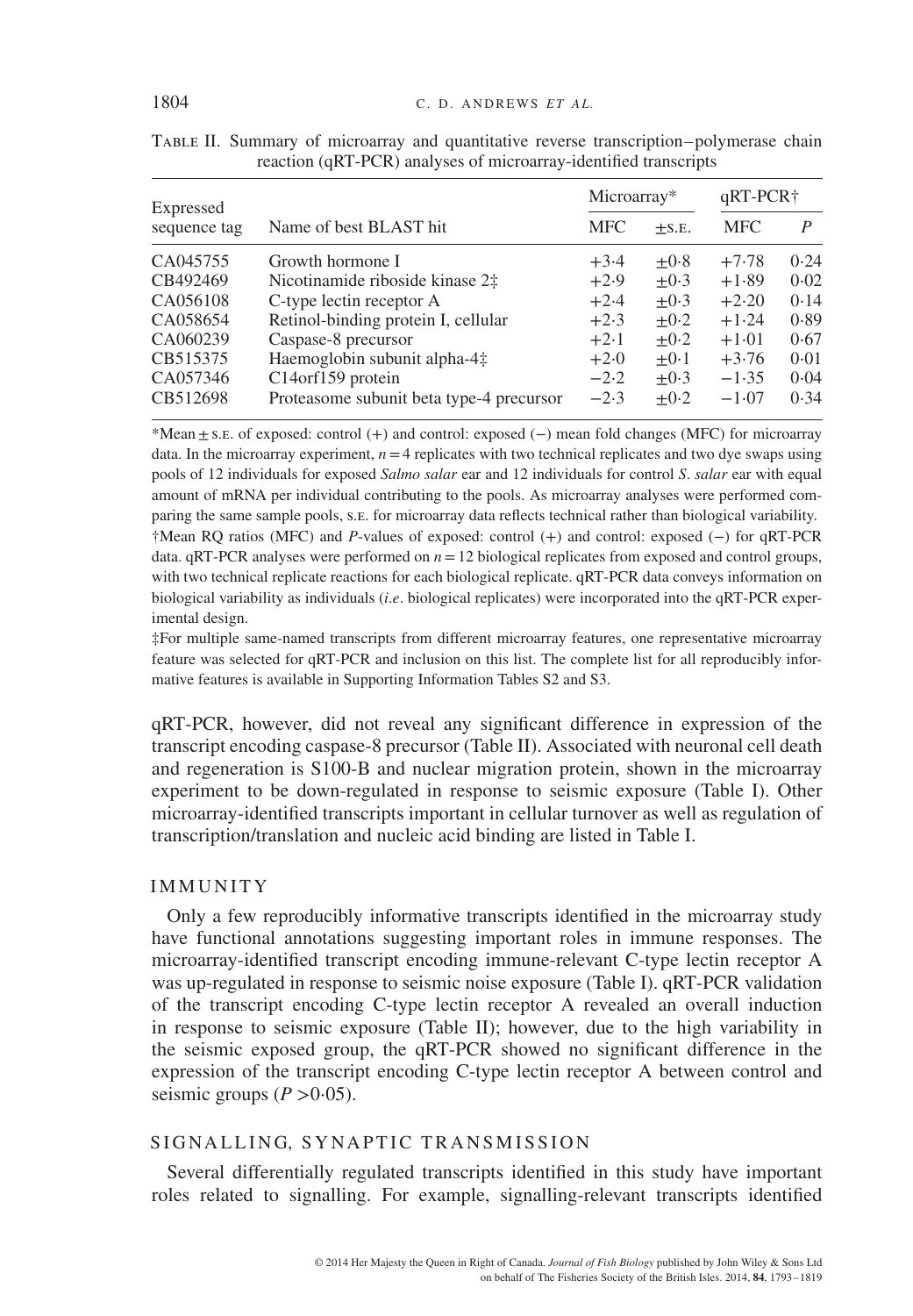Table II. Summary of microarray and quantitative reverse transcription–polymerase chain reaction (qRT-PCR) analyses of microarray-identified transcripts

| Expressed sequence tag | Name of best BLAST hit | Microarray* | | qRT-PCR† | |
|---|---|---|---|---|---|
| | | MFC | ±s.e. | MFC | *P* |
| CA045755 | Growth hormone I | +3·4 | ±0·8 | +7·78 | 0·24 |
| CB492469 | Nicotinamide riboside kinase 2‡ | +2·9 | ±0·3 | +1·89 | 0·02 |
| CA056108 | C-type lectin receptor A | +2·4 | ±0·3 | +2·20 | 0·14 |
| CA058654 | Retinol-binding protein I, cellular | +2·3 | ±0·2 | +1·24 | 0·89 |
| CA060239 | Caspase-8 precursor | +2·1 | ±0·2 | +1·01 | 0·67 |
| CB515375 | Haemoglobin subunit alpha-4‡ | +2·0 | ±0·1 | +3·76 | 0·01 |
| CA057346 | C14orf159 protein | −2·2 | ±0·3 | −1·35 | 0·04 |
| CB512698 | Proteasome subunit beta type-4 precursor | −2·3 | ±0·2 | −1·07 | 0·34 |

*Mean ± s.e. of exposed: control (+) and control: exposed (−) mean fold changes (MFC) for microarray data. In the microarray experiment, $n = 4$ replicates with two technical replicates and two dye swaps using pools of 12 individuals for exposed *Salmo salar* ear and 12 individuals for control *S. salar* ear with equal amount of mRNA per individual contributing to the pools. As microarray analyses were performed comparing the same sample pools, s.e. for microarray data reflects technical rather than biological variability.

†Mean RQ ratios (MFC) and *P*-values of exposed: control (+) and control: exposed (−) for qRT-PCR data. qRT-PCR analyses were performed on $n = 12$ biological replicates from exposed and control groups, with two technical replicate reactions for each biological replicate. qRT-PCR data conveys information on biological variability as individuals (*i.e.* biological replicates) were incorporated into the qRT-PCR experimental design.

‡For multiple same-named transcripts from different microarray features, one representative microarray feature was selected for qRT-PCR and inclusion on this list. The complete list for all reproducibly informative features is available in Supporting Information Tables S2 and S3.

qRT-PCR, however, did not reveal any significant difference in expression of the transcript encoding caspase-8 precursor (Table II). Associated with neuronal cell death and regeneration is S100-B and nuclear migration protein, shown in the microarray experiment to be down-regulated in response to seismic exposure (Table I). Other microarray-identified transcripts important in cellular turnover as well as regulation of transcription/translation and nucleic acid binding are listed in Table I.

## IMMUNITY

Only a few reproducibly informative transcripts identified in the microarray study have functional annotations suggesting important roles in immune responses. The microarray-identified transcript encoding immune-relevant C-type lectin receptor A was up-regulated in response to seismic noise exposure (Table I). qRT-PCR validation of the transcript encoding C-type lectin receptor A revealed an overall induction in response to seismic exposure (Table II); however, due to the high variability in the seismic exposed group, the qRT-PCR showed no significant difference in the expression of the transcript encoding C-type lectin receptor A between control and seismic groups ($P > 0{\cdot}05$).

## SIGNALLING, SYNAPTIC TRANSMISSION

Several differentially regulated transcripts identified in this study have important roles related to signalling. For example, signalling-relevant transcripts identified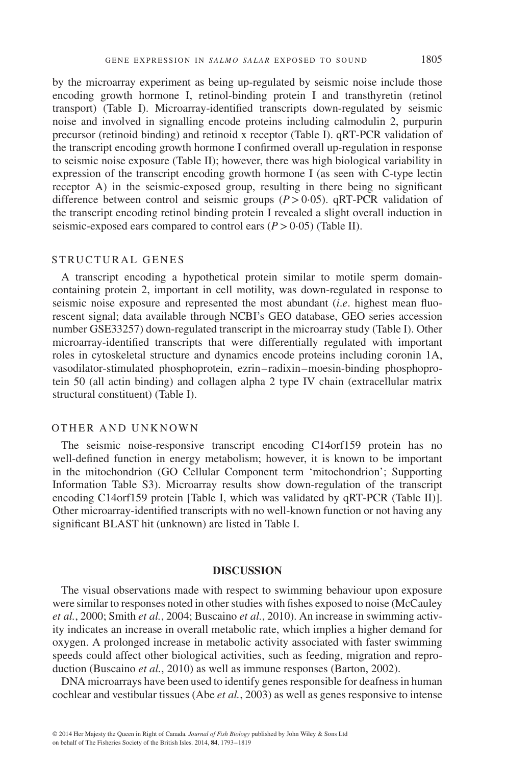by the microarray experiment as being up-regulated by seismic noise include those encoding growth hormone I, retinol-binding protein I and transthyretin (retinol transport) (Table I). Microarray-identified transcripts down-regulated by seismic noise and involved in signalling encode proteins including calmodulin 2, purpurin precursor (retinoid binding) and retinoid x receptor (Table I). qRT-PCR validation of the transcript encoding growth hormone I confirmed overall up-regulation in response to seismic noise exposure (Table II); however, there was high biological variability in expression of the transcript encoding growth hormone I (as seen with C-type lectin receptor A) in the seismic-exposed group, resulting in there being no significant difference between control and seismic groups ($P > 0{\cdot}05$). qRT-PCR validation of the transcript encoding retinol binding protein I revealed a slight overall induction in seismic-exposed ears compared to control ears ($P > 0{\cdot}05$) (Table II).

### STRUCTURAL GENES

A transcript encoding a hypothetical protein similar to motile sperm domain-containing protein 2, important in cell motility, was down-regulated in response to seismic noise exposure and represented the most abundant (*i.e.* highest mean fluorescent signal; data available through NCBI's GEO database, GEO series accession number GSE33257) down-regulated transcript in the microarray study (Table I). Other microarray-identified transcripts that were differentially regulated with important roles in cytoskeletal structure and dynamics encode proteins including coronin 1A, vasodilator-stimulated phosphoprotein, ezrin–radixin–moesin-binding phosphoprotein 50 (all actin binding) and collagen alpha 2 type IV chain (extracellular matrix structural constituent) (Table I).

### OTHER AND UNKNOWN

The seismic noise-responsive transcript encoding C14orf159 protein has no well-defined function in energy metabolism; however, it is known to be important in the mitochondrion (GO Cellular Component term 'mitochondrion'; Supporting Information Table S3). Microarray results show down-regulation of the transcript encoding C14orf159 protein [Table I, which was validated by qRT-PCR (Table II)]. Other microarray-identified transcripts with no well-known function or not having any significant BLAST hit (unknown) are listed in Table I.

## DISCUSSION

The visual observations made with respect to swimming behaviour upon exposure were similar to responses noted in other studies with fishes exposed to noise (McCauley *et al.*, 2000; Smith *et al.*, 2004; Buscaino *et al.*, 2010). An increase in swimming activity indicates an increase in overall metabolic rate, which implies a higher demand for oxygen. A prolonged increase in metabolic activity associated with faster swimming speeds could affect other biological activities, such as feeding, migration and reproduction (Buscaino *et al.*, 2010) as well as immune responses (Barton, 2002).

DNA microarrays have been used to identify genes responsible for deafness in human cochlear and vestibular tissues (Abe *et al.*, 2003) as well as genes responsive to intense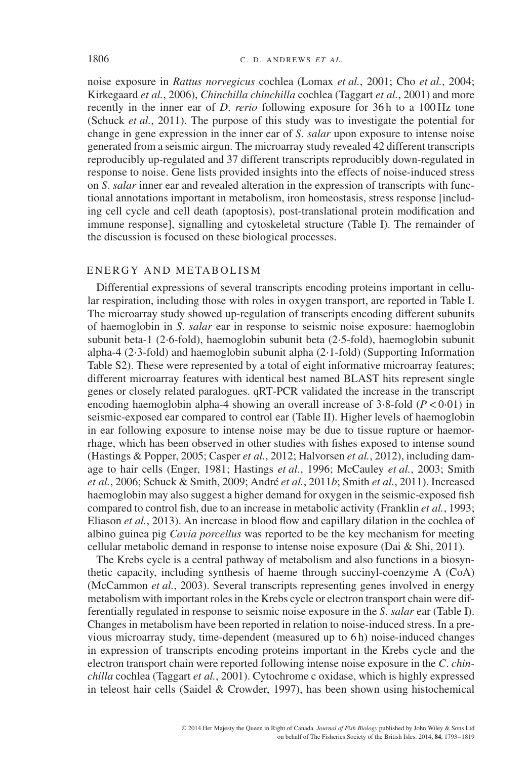noise exposure in *Rattus norvegicus* cochlea (Lomax *et al.*, 2001; Cho *et al.*, 2004; Kirkegaard *et al.*, 2006), *Chinchilla chinchilla* cochlea (Taggart *et al.*, 2001) and more recently in the inner ear of *D. rerio* following exposure for 36 h to a 100 Hz tone (Schuck *et al.*, 2011). The purpose of this study was to investigate the potential for change in gene expression in the inner ear of *S. salar* upon exposure to intense noise generated from a seismic airgun. The microarray study revealed 42 different transcripts reproducibly up-regulated and 37 different transcripts reproducibly down-regulated in response to noise. Gene lists provided insights into the effects of noise-induced stress on *S. salar* inner ear and revealed alteration in the expression of transcripts with functional annotations important in metabolism, iron homeostasis, stress response [including cell cycle and cell death (apoptosis), post-translational protein modification and immune response], signalling and cytoskeletal structure (Table I). The remainder of the discussion is focused on these biological processes.

## ENERGY AND METABOLISM

Differential expressions of several transcripts encoding proteins important in cellular respiration, including those with roles in oxygen transport, are reported in Table I. The microarray study showed up-regulation of transcripts encoding different subunits of haemoglobin in *S. salar* ear in response to seismic noise exposure: haemoglobin subunit beta-1 (2·6-fold), haemoglobin subunit beta (2·5-fold), haemoglobin subunit alpha-4 (2·3-fold) and haemoglobin subunit alpha (2·1-fold) (Supporting Information Table S2). These were represented by a total of eight informative microarray features; different microarray features with identical best named BLAST hits represent single genes or closely related paralogues. qRT-PCR validated the increase in the transcript encoding haemoglobin alpha-4 showing an overall increase of 3·8-fold ($P < 0{\cdot}01$) in seismic-exposed ear compared to control ear (Table II). Higher levels of haemoglobin in ear following exposure to intense noise may be due to tissue rupture or haemorrhage, which has been observed in other studies with fishes exposed to intense sound (Hastings & Popper, 2005; Casper *et al.*, 2012; Halvorsen *et al.*, 2012), including damage to hair cells (Enger, 1981; Hastings *et al.*, 1996; McCauley *et al.*, 2003; Smith *et al.*, 2006; Schuck & Smith, 2009; André *et al.*, 2011*b*; Smith *et al.*, 2011). Increased haemoglobin may also suggest a higher demand for oxygen in the seismic-exposed fish compared to control fish, due to an increase in metabolic activity (Franklin *et al.*, 1993; Eliason *et al.*, 2013). An increase in blood flow and capillary dilation in the cochlea of albino guinea pig *Cavia porcellus* was reported to be the key mechanism for meeting cellular metabolic demand in response to intense noise exposure (Dai & Shi, 2011).

The Krebs cycle is a central pathway of metabolism and also functions in a biosynthetic capacity, including synthesis of haeme through succinyl-coenzyme A (CoA) (McCammon *et al.*, 2003). Several transcripts representing genes involved in energy metabolism with important roles in the Krebs cycle or electron transport chain were differentially regulated in response to seismic noise exposure in the *S. salar* ear (Table I). Changes in metabolism have been reported in relation to noise-induced stress. In a previous microarray study, time-dependent (measured up to 6 h) noise-induced changes in expression of transcripts encoding proteins important in the Krebs cycle and the electron transport chain were reported following intense noise exposure in the *C. chinchilla* cochlea (Taggart *et al.*, 2001). Cytochrome c oxidase, which is highly expressed in teleost hair cells (Saidel & Crowder, 1997), has been shown using histochemical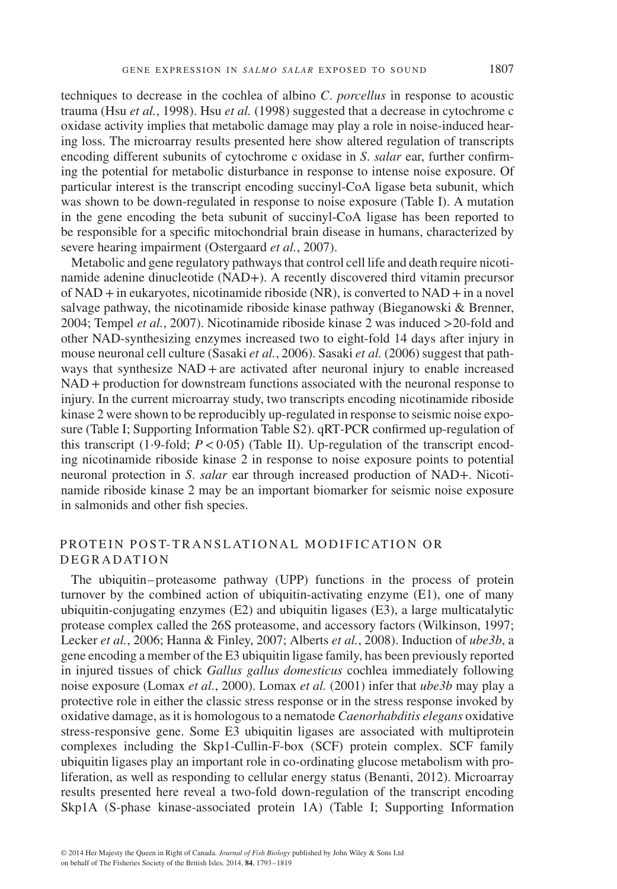techniques to decrease in the cochlea of albino *C*. *porcellus* in response to acoustic trauma (Hsu *et al.*, 1998). Hsu *et al.* (1998) suggested that a decrease in cytochrome c oxidase activity implies that metabolic damage may play a role in noise-induced hearing loss. The microarray results presented here show altered regulation of transcripts encoding different subunits of cytochrome c oxidase in *S*. *salar* ear, further confirming the potential for metabolic disturbance in response to intense noise exposure. Of particular interest is the transcript encoding succinyl-CoA ligase beta subunit, which was shown to be down-regulated in response to noise exposure (Table I). A mutation in the gene encoding the beta subunit of succinyl-CoA ligase has been reported to be responsible for a specific mitochondrial brain disease in humans, characterized by severe hearing impairment (Ostergaard *et al.*, 2007).

Metabolic and gene regulatory pathways that control cell life and death require nicotinamide adenine dinucleotide (NAD+). A recently discovered third vitamin precursor of NAD + in eukaryotes, nicotinamide riboside (NR), is converted to NAD + in a novel salvage pathway, the nicotinamide riboside kinase pathway (Bieganowski & Brenner, 2004; Tempel *et al.*, 2007). Nicotinamide riboside kinase 2 was induced >20-fold and other NAD-synthesizing enzymes increased two to eight-fold 14 days after injury in mouse neuronal cell culture (Sasaki *et al.*, 2006). Sasaki *et al.* (2006) suggest that pathways that synthesize NAD + are activated after neuronal injury to enable increased NAD + production for downstream functions associated with the neuronal response to injury. In the current microarray study, two transcripts encoding nicotinamide riboside kinase 2 were shown to be reproducibly up-regulated in response to seismic noise exposure (Table I; Supporting Information Table S2). qRT-PCR confirmed up-regulation of this transcript (1·9-fold; $P < 0·05$) (Table II). Up-regulation of the transcript encoding nicotinamide riboside kinase 2 in response to noise exposure points to potential neuronal protection in *S*. *salar* ear through increased production of NAD+. Nicotinamide riboside kinase 2 may be an important biomarker for seismic noise exposure in salmonids and other fish species.

## PROTEIN POST-TRANSLATIONAL MODIFICATION OR DEGRADATION

The ubiquitin–proteasome pathway (UPP) functions in the process of protein turnover by the combined action of ubiquitin-activating enzyme (E1), one of many ubiquitin-conjugating enzymes (E2) and ubiquitin ligases (E3), a large multicatalytic protease complex called the 26S proteasome, and accessory factors (Wilkinson, 1997; Lecker *et al.*, 2006; Hanna & Finley, 2007; Alberts *et al.*, 2008). Induction of *ube3b*, a gene encoding a member of the E3 ubiquitin ligase family, has been previously reported in injured tissues of chick *Gallus gallus domesticus* cochlea immediately following noise exposure (Lomax *et al.*, 2000). Lomax *et al.* (2001) infer that *ube3b* may play a protective role in either the classic stress response or in the stress response invoked by oxidative damage, as it is homologous to a nematode *Caenorhabditis elegans* oxidative stress-responsive gene. Some E3 ubiquitin ligases are associated with multiprotein complexes including the Skp1-Cullin-F-box (SCF) protein complex. SCF family ubiquitin ligases play an important role in co-ordinating glucose metabolism with proliferation, as well as responding to cellular energy status (Benanti, 2012). Microarray results presented here reveal a two-fold down-regulation of the transcript encoding Skp1A (S-phase kinase-associated protein 1A) (Table I; Supporting Information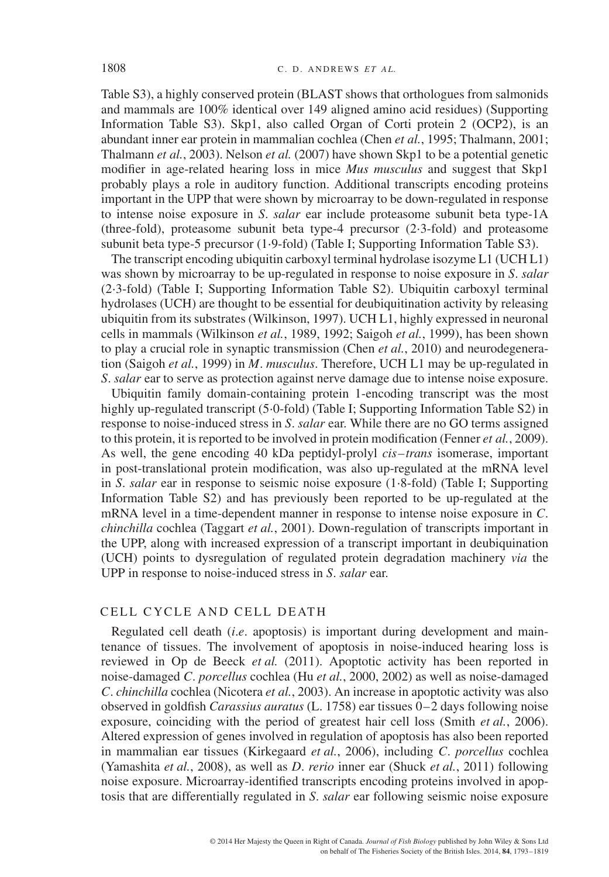Table S3), a highly conserved protein (BLAST shows that orthologues from salmonids and mammals are 100% identical over 149 aligned amino acid residues) (Supporting Information Table S3). Skp1, also called Organ of Corti protein 2 (OCP2), is an abundant inner ear protein in mammalian cochlea (Chen *et al.*, 1995; Thalmann, 2001; Thalmann *et al.*, 2003). Nelson *et al.* (2007) have shown Skp1 to be a potential genetic modifier in age-related hearing loss in mice *Mus musculus* and suggest that Skp1 probably plays a role in auditory function. Additional transcripts encoding proteins important in the UPP that were shown by microarray to be down-regulated in response to intense noise exposure in *S. salar* ear include proteasome subunit beta type-1A (three-fold), proteasome subunit beta type-4 precursor (2·3-fold) and proteasome subunit beta type-5 precursor (1·9-fold) (Table I; Supporting Information Table S3).

The transcript encoding ubiquitin carboxyl terminal hydrolase isozyme L1 (UCH L1) was shown by microarray to be up-regulated in response to noise exposure in *S. salar* (2·3-fold) (Table I; Supporting Information Table S2). Ubiquitin carboxyl terminal hydrolases (UCH) are thought to be essential for deubiquitination activity by releasing ubiquitin from its substrates (Wilkinson, 1997). UCH L1, highly expressed in neuronal cells in mammals (Wilkinson *et al.*, 1989, 1992; Saigoh *et al.*, 1999), has been shown to play a crucial role in synaptic transmission (Chen *et al.*, 2010) and neurodegeneration (Saigoh *et al.*, 1999) in *M. musculus*. Therefore, UCH L1 may be up-regulated in *S. salar* ear to serve as protection against nerve damage due to intense noise exposure.

Ubiquitin family domain-containing protein 1-encoding transcript was the most highly up-regulated transcript (5·0-fold) (Table I; Supporting Information Table S2) in response to noise-induced stress in *S. salar* ear. While there are no GO terms assigned to this protein, it is reported to be involved in protein modification (Fenner *et al.*, 2009). As well, the gene encoding 40 kDa peptidyl-prolyl *cis–trans* isomerase, important in post-translational protein modification, was also up-regulated at the mRNA level in *S. salar* ear in response to seismic noise exposure (1·8-fold) (Table I; Supporting Information Table S2) and has previously been reported to be up-regulated at the mRNA level in a time-dependent manner in response to intense noise exposure in *C. chinchilla* cochlea (Taggart *et al.*, 2001). Down-regulation of transcripts important in the UPP, along with increased expression of a transcript important in deubiquination (UCH) points to dysregulation of regulated protein degradation machinery *via* the UPP in response to noise-induced stress in *S. salar* ear.

## CELL CYCLE AND CELL DEATH

Regulated cell death (*i.e*. apoptosis) is important during development and maintenance of tissues. The involvement of apoptosis in noise-induced hearing loss is reviewed in Op de Beeck *et al.* (2011). Apoptotic activity has been reported in noise-damaged *C. porcellus* cochlea (Hu *et al.*, 2000, 2002) as well as noise-damaged *C. chinchilla* cochlea (Nicotera *et al.*, 2003). An increase in apoptotic activity was also observed in goldfish *Carassius auratus* (L. 1758) ear tissues 0–2 days following noise exposure, coinciding with the period of greatest hair cell loss (Smith *et al.*, 2006). Altered expression of genes involved in regulation of apoptosis has also been reported in mammalian ear tissues (Kirkegaard *et al.*, 2006), including *C. porcellus* cochlea (Yamashita *et al.*, 2008), as well as *D. rerio* inner ear (Shuck *et al.*, 2011) following noise exposure. Microarray-identified transcripts encoding proteins involved in apoptosis that are differentially regulated in *S. salar* ear following seismic noise exposure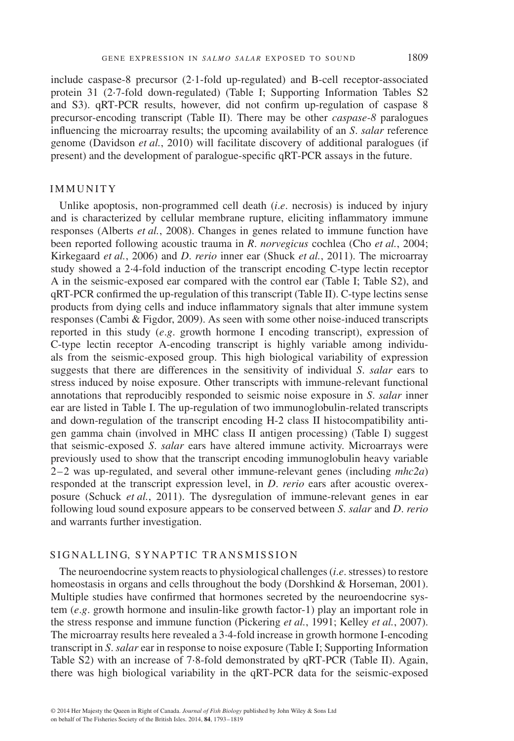include caspase-8 precursor (2·1-fold up-regulated) and B-cell receptor-associated protein 31 (2·7-fold down-regulated) (Table I; Supporting Information Tables S2 and S3). qRT-PCR results, however, did not confirm up-regulation of caspase 8 precursor-encoding transcript (Table II). There may be other *caspase-8* paralogues influencing the microarray results; the upcoming availability of an *S. salar* reference genome (Davidson *et al.*, 2010) will facilitate discovery of additional paralogues (if present) and the development of paralogue-specific qRT-PCR assays in the future.

## IMMUNITY

Unlike apoptosis, non-programmed cell death (*i.e.* necrosis) is induced by injury and is characterized by cellular membrane rupture, eliciting inflammatory immune responses (Alberts *et al.*, 2008). Changes in genes related to immune function have been reported following acoustic trauma in *R. norvegicus* cochlea (Cho *et al.*, 2004; Kirkegaard *et al.*, 2006) and *D. rerio* inner ear (Shuck *et al.*, 2011). The microarray study showed a 2·4-fold induction of the transcript encoding C-type lectin receptor A in the seismic-exposed ear compared with the control ear (Table I; Table S2), and qRT-PCR confirmed the up-regulation of this transcript (Table II). C-type lectins sense products from dying cells and induce inflammatory signals that alter immune system responses (Cambi & Figdor, 2009). As seen with some other noise-induced transcripts reported in this study (*e.g.* growth hormone I encoding transcript), expression of C-type lectin receptor A-encoding transcript is highly variable among individuals from the seismic-exposed group. This high biological variability of expression suggests that there are differences in the sensitivity of individual *S. salar* ears to stress induced by noise exposure. Other transcripts with immune-relevant functional annotations that reproducibly responded to seismic noise exposure in *S. salar* inner ear are listed in Table I. The up-regulation of two immunoglobulin-related transcripts and down-regulation of the transcript encoding H-2 class II histocompatibility antigen gamma chain (involved in MHC class II antigen processing) (Table I) suggest that seismic-exposed *S. salar* ears have altered immune activity. Microarrays were previously used to show that the transcript encoding immunoglobulin heavy variable 2–2 was up-regulated, and several other immune-relevant genes (including *mhc2a*) responded at the transcript expression level, in *D. rerio* ears after acoustic overexposure (Schuck *et al.*, 2011). The dysregulation of immune-relevant genes in ear following loud sound exposure appears to be conserved between *S. salar* and *D. rerio* and warrants further investigation.

## SIGNALLING, SYNAPTIC TRANSMISSION

The neuroendocrine system reacts to physiological challenges (*i.e.* stresses) to restore homeostasis in organs and cells throughout the body (Dorshkind & Horseman, 2001). Multiple studies have confirmed that hormones secreted by the neuroendocrine system (*e.g.* growth hormone and insulin-like growth factor-1) play an important role in the stress response and immune function (Pickering *et al.*, 1991; Kelley *et al.*, 2007). The microarray results here revealed a 3·4-fold increase in growth hormone I-encoding transcript in *S. salar* ear in response to noise exposure (Table I; Supporting Information Table S2) with an increase of 7·8-fold demonstrated by qRT-PCR (Table II). Again, there was high biological variability in the qRT-PCR data for the seismic-exposed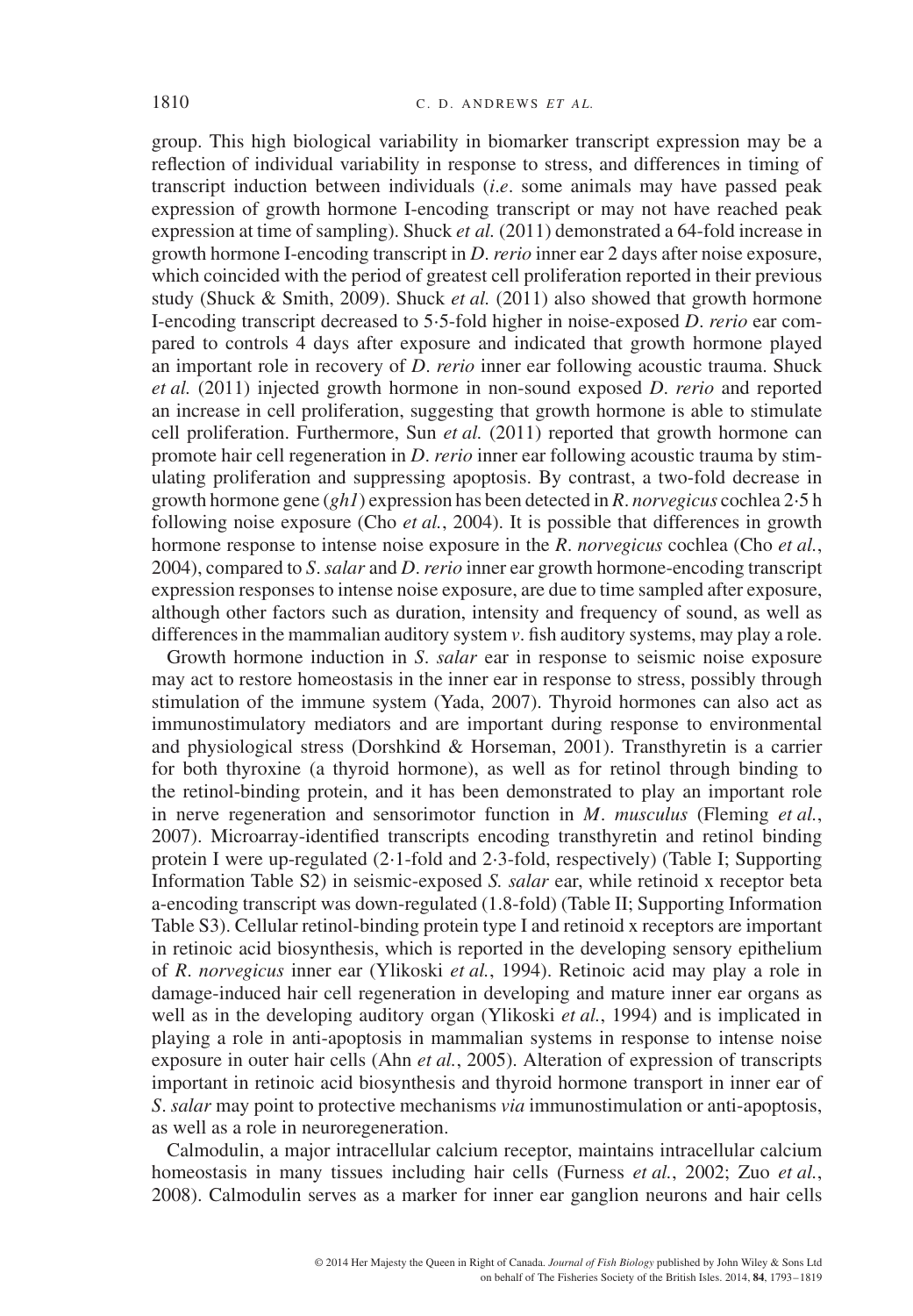group. This high biological variability in biomarker transcript expression may be a reflection of individual variability in response to stress, and differences in timing of transcript induction between individuals (*i.e*. some animals may have passed peak expression of growth hormone I-encoding transcript or may not have reached peak expression at time of sampling). Shuck *et al.* (2011) demonstrated a 64-fold increase in growth hormone I-encoding transcript in *D. rerio* inner ear 2 days after noise exposure, which coincided with the period of greatest cell proliferation reported in their previous study (Shuck & Smith, 2009). Shuck *et al.* (2011) also showed that growth hormone I-encoding transcript decreased to 5·5-fold higher in noise-exposed *D. rerio* ear compared to controls 4 days after exposure and indicated that growth hormone played an important role in recovery of *D. rerio* inner ear following acoustic trauma. Shuck *et al.* (2011) injected growth hormone in non-sound exposed *D. rerio* and reported an increase in cell proliferation, suggesting that growth hormone is able to stimulate cell proliferation. Furthermore, Sun *et al.* (2011) reported that growth hormone can promote hair cell regeneration in *D. rerio* inner ear following acoustic trauma by stimulating proliferation and suppressing apoptosis. By contrast, a two-fold decrease in growth hormone gene (*gh1*) expression has been detected in *R. norvegicus* cochlea 2·5 h following noise exposure (Cho *et al.*, 2004). It is possible that differences in growth hormone response to intense noise exposure in the *R. norvegicus* cochlea (Cho *et al.*, 2004), compared to *S. salar* and *D. rerio* inner ear growth hormone-encoding transcript expression responses to intense noise exposure, are due to time sampled after exposure, although other factors such as duration, intensity and frequency of sound, as well as differences in the mammalian auditory system *v*. fish auditory systems, may play a role.

Growth hormone induction in *S. salar* ear in response to seismic noise exposure may act to restore homeostasis in the inner ear in response to stress, possibly through stimulation of the immune system (Yada, 2007). Thyroid hormones can also act as immunostimulatory mediators and are important during response to environmental and physiological stress (Dorshkind & Horseman, 2001). Transthyretin is a carrier for both thyroxine (a thyroid hormone), as well as for retinol through binding to the retinol-binding protein, and it has been demonstrated to play an important role in nerve regeneration and sensorimotor function in *M. musculus* (Fleming *et al.*, 2007). Microarray-identified transcripts encoding transthyretin and retinol binding protein I were up-regulated (2·1-fold and 2·3-fold, respectively) (Table I; Supporting Information Table S2) in seismic-exposed *S. salar* ear, while retinoid x receptor beta a-encoding transcript was down-regulated (1.8-fold) (Table II; Supporting Information Table S3). Cellular retinol-binding protein type I and retinoid x receptors are important in retinoic acid biosynthesis, which is reported in the developing sensory epithelium of *R. norvegicus* inner ear (Ylikoski *et al.*, 1994). Retinoic acid may play a role in damage-induced hair cell regeneration in developing and mature inner ear organs as well as in the developing auditory organ (Ylikoski *et al.*, 1994) and is implicated in playing a role in anti-apoptosis in mammalian systems in response to intense noise exposure in outer hair cells (Ahn *et al.*, 2005). Alteration of expression of transcripts important in retinoic acid biosynthesis and thyroid hormone transport in inner ear of *S. salar* may point to protective mechanisms *via* immunostimulation or anti-apoptosis, as well as a role in neuroregeneration.

Calmodulin, a major intracellular calcium receptor, maintains intracellular calcium homeostasis in many tissues including hair cells (Furness *et al.*, 2002; Zuo *et al.*, 2008). Calmodulin serves as a marker for inner ear ganglion neurons and hair cells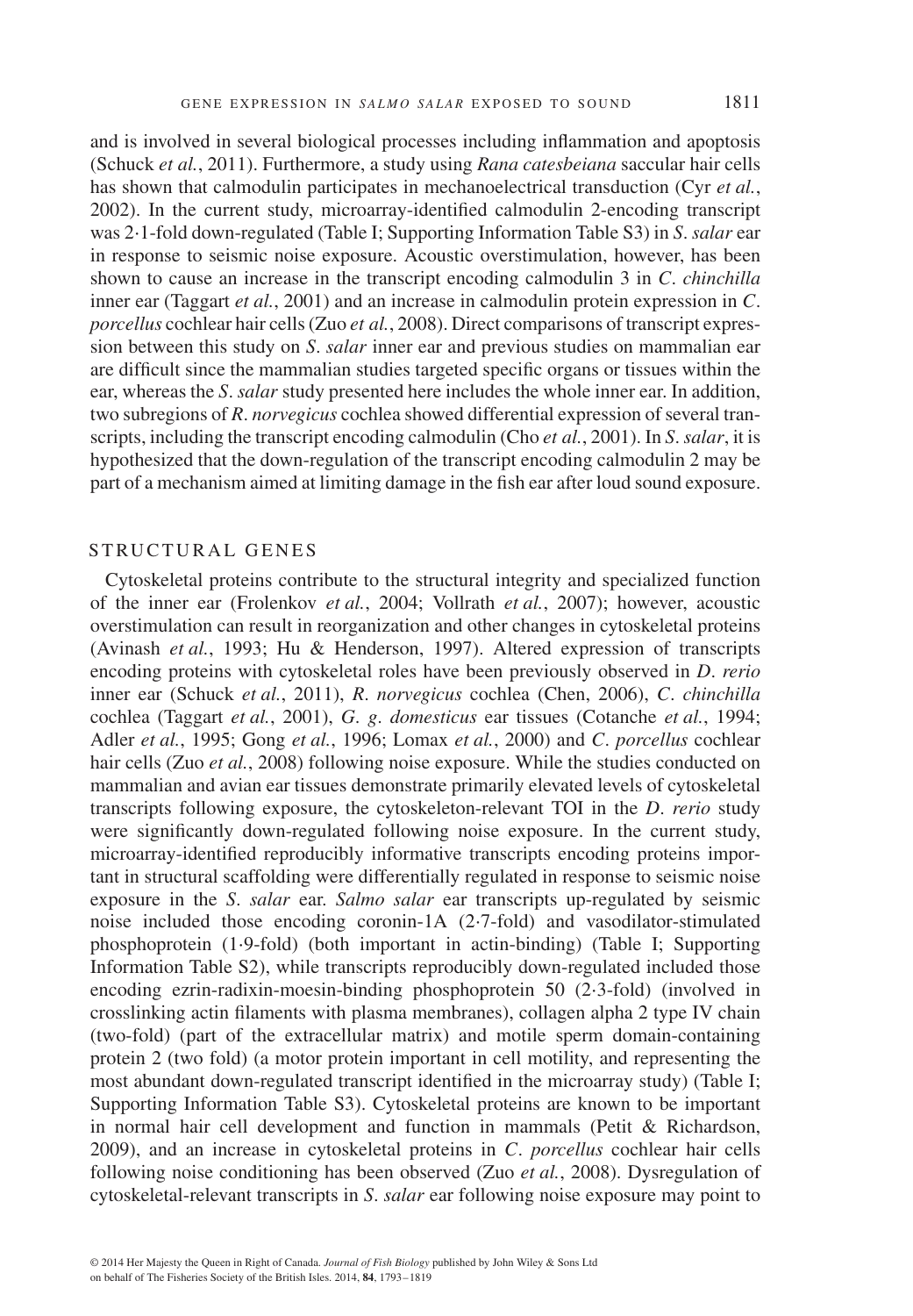and is involved in several biological processes including inflammation and apoptosis (Schuck *et al.*, 2011). Furthermore, a study using *Rana catesbeiana* saccular hair cells has shown that calmodulin participates in mechanoelectrical transduction (Cyr *et al.*, 2002). In the current study, microarray-identified calmodulin 2-encoding transcript was 2·1-fold down-regulated (Table I; Supporting Information Table S3) in *S. salar* ear in response to seismic noise exposure. Acoustic overstimulation, however, has been shown to cause an increase in the transcript encoding calmodulin 3 in *C. chinchilla* inner ear (Taggart *et al.*, 2001) and an increase in calmodulin protein expression in *C. porcellus* cochlear hair cells (Zuo *et al.*, 2008). Direct comparisons of transcript expression between this study on *S. salar* inner ear and previous studies on mammalian ear are difficult since the mammalian studies targeted specific organs or tissues within the ear, whereas the *S. salar* study presented here includes the whole inner ear. In addition, two subregions of *R. norvegicus* cochlea showed differential expression of several transcripts, including the transcript encoding calmodulin (Cho *et al.*, 2001). In *S. salar*, it is hypothesized that the down-regulation of the transcript encoding calmodulin 2 may be part of a mechanism aimed at limiting damage in the fish ear after loud sound exposure.

## STRUCTURAL GENES

Cytoskeletal proteins contribute to the structural integrity and specialized function of the inner ear (Frolenkov *et al.*, 2004; Vollrath *et al.*, 2007); however, acoustic overstimulation can result in reorganization and other changes in cytoskeletal proteins (Avinash *et al.*, 1993; Hu & Henderson, 1997). Altered expression of transcripts encoding proteins with cytoskeletal roles have been previously observed in *D. rerio* inner ear (Schuck *et al.*, 2011), *R. norvegicus* cochlea (Chen, 2006), *C. chinchilla* cochlea (Taggart *et al.*, 2001), *G. g. domesticus* ear tissues (Cotanche *et al.*, 1994; Adler *et al.*, 1995; Gong *et al.*, 1996; Lomax *et al.*, 2000) and *C. porcellus* cochlear hair cells (Zuo *et al.*, 2008) following noise exposure. While the studies conducted on mammalian and avian ear tissues demonstrate primarily elevated levels of cytoskeletal transcripts following exposure, the cytoskeleton-relevant TOI in the *D. rerio* study were significantly down-regulated following noise exposure. In the current study, microarray-identified reproducibly informative transcripts encoding proteins important in structural scaffolding were differentially regulated in response to seismic noise exposure in the *S. salar* ear. *Salmo salar* ear transcripts up-regulated by seismic noise included those encoding coronin-1A (2·7-fold) and vasodilator-stimulated phosphoprotein (1·9-fold) (both important in actin-binding) (Table I; Supporting Information Table S2), while transcripts reproducibly down-regulated included those encoding ezrin-radixin-moesin-binding phosphoprotein 50 (2·3-fold) (involved in crosslinking actin filaments with plasma membranes), collagen alpha 2 type IV chain (two-fold) (part of the extracellular matrix) and motile sperm domain-containing protein 2 (two fold) (a motor protein important in cell motility, and representing the most abundant down-regulated transcript identified in the microarray study) (Table I; Supporting Information Table S3). Cytoskeletal proteins are known to be important in normal hair cell development and function in mammals (Petit & Richardson, 2009), and an increase in cytoskeletal proteins in *C. porcellus* cochlear hair cells following noise conditioning has been observed (Zuo *et al.*, 2008). Dysregulation of cytoskeletal-relevant transcripts in *S. salar* ear following noise exposure may point to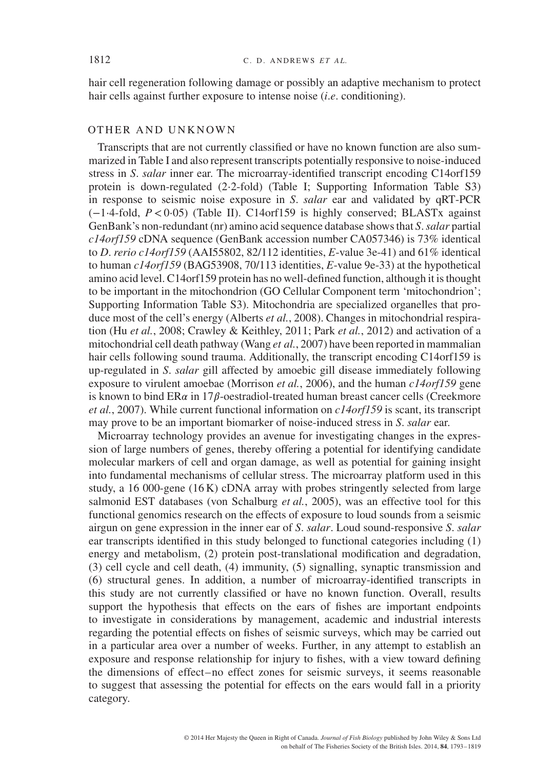hair cell regeneration following damage or possibly an adaptive mechanism to protect hair cells against further exposure to intense noise (*i.e.* conditioning).

## OTHER AND UNKNOWN

Transcripts that are not currently classified or have no known function are also summarized in Table I and also represent transcripts potentially responsive to noise-induced stress in *S. salar* inner ear. The microarray-identified transcript encoding C14orf159 protein is down-regulated (2·2-fold) (Table I; Supporting Information Table S3) in response to seismic noise exposure in *S. salar* ear and validated by qRT-PCR (−1·4-fold, $P < 0{\cdot}05$) (Table II). C14orf159 is highly conserved; BLASTx against GenBank's non-redundant (nr) amino acid sequence database shows that *S. salar* partial *c14orf159* cDNA sequence (GenBank accession number CA057346) is 73% identical to *D. rerio c14orf159* (AAI55802, 82/112 identities, *E*-value 3e-41) and 61% identical to human *c14orf159* (BAG53908, 70/113 identities, *E*-value 9e-33) at the hypothetical amino acid level. C14orf159 protein has no well-defined function, although it is thought to be important in the mitochondrion (GO Cellular Component term 'mitochondrion'; Supporting Information Table S3). Mitochondria are specialized organelles that produce most of the cell's energy (Alberts *et al.*, 2008). Changes in mitochondrial respiration (Hu *et al.*, 2008; Crawley & Keithley, 2011; Park *et al.*, 2012) and activation of a mitochondrial cell death pathway (Wang *et al.*, 2007) have been reported in mammalian hair cells following sound trauma. Additionally, the transcript encoding C14orf159 is up-regulated in *S. salar* gill affected by amoebic gill disease immediately following exposure to virulent amoebae (Morrison *et al.*, 2006), and the human *c14orf159* gene is known to bind ER$\alpha$ in 17$\beta$-oestradiol-treated human breast cancer cells (Creekmore *et al.*, 2007). While current functional information on *c14orf159* is scant, its transcript may prove to be an important biomarker of noise-induced stress in *S. salar* ear.

Microarray technology provides an avenue for investigating changes in the expression of large numbers of genes, thereby offering a potential for identifying candidate molecular markers of cell and organ damage, as well as potential for gaining insight into fundamental mechanisms of cellular stress. The microarray platform used in this study, a 16 000-gene (16 K) cDNA array with probes stringently selected from large salmonid EST databases (von Schalburg *et al.*, 2005), was an effective tool for this functional genomics research on the effects of exposure to loud sounds from a seismic airgun on gene expression in the inner ear of *S. salar*. Loud sound-responsive *S. salar* ear transcripts identified in this study belonged to functional categories including (1) energy and metabolism, (2) protein post-translational modification and degradation, (3) cell cycle and cell death, (4) immunity, (5) signalling, synaptic transmission and (6) structural genes. In addition, a number of microarray-identified transcripts in this study are not currently classified or have no known function. Overall, results support the hypothesis that effects on the ears of fishes are important endpoints to investigate in considerations by management, academic and industrial interests regarding the potential effects on fishes of seismic surveys, which may be carried out in a particular area over a number of weeks. Further, in any attempt to establish an exposure and response relationship for injury to fishes, with a view toward defining the dimensions of effect–no effect zones for seismic surveys, it seems reasonable to suggest that assessing the potential for effects on the ears would fall in a priority category.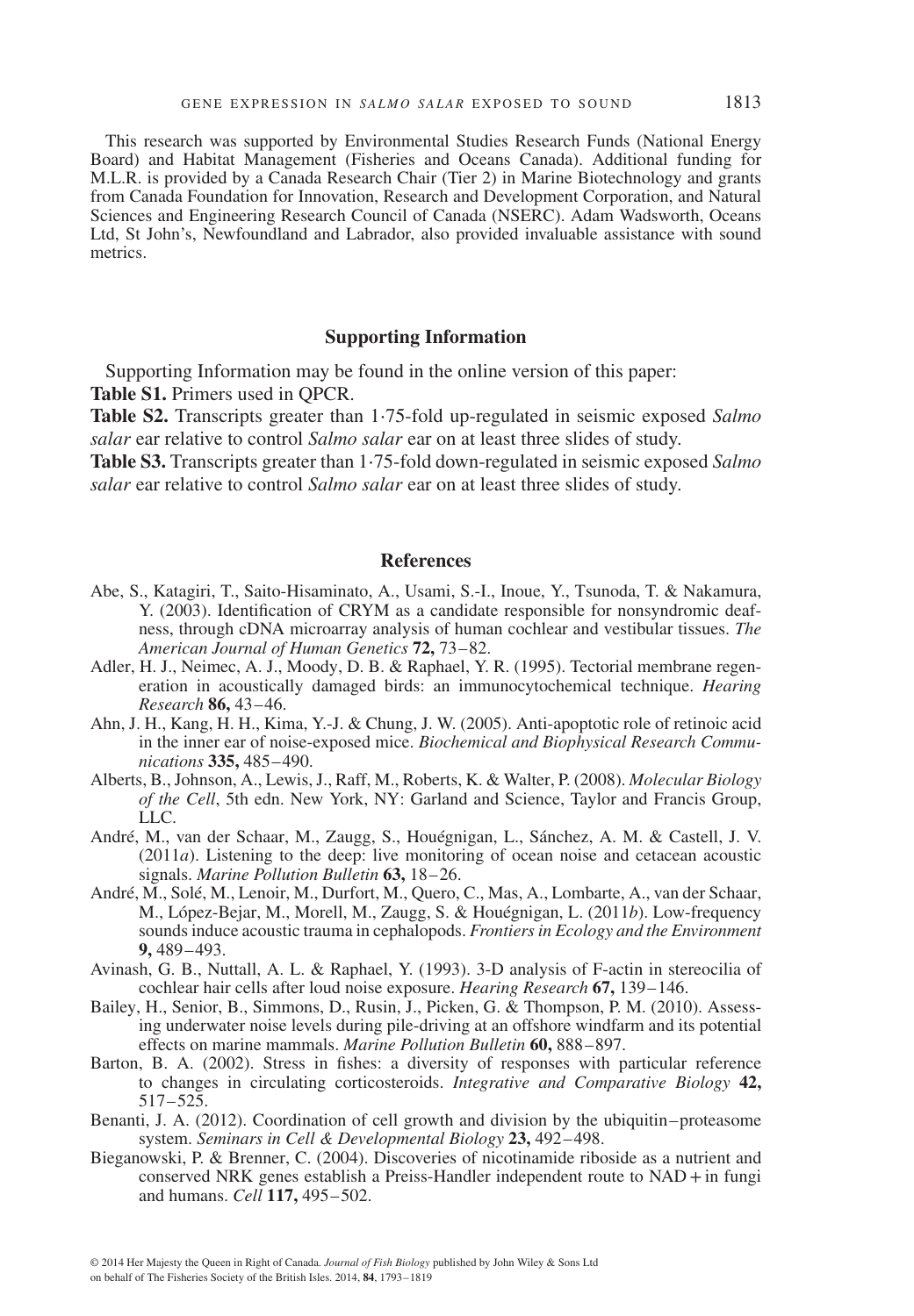This research was supported by Environmental Studies Research Funds (National Energy Board) and Habitat Management (Fisheries and Oceans Canada). Additional funding for M.L.R. is provided by a Canada Research Chair (Tier 2) in Marine Biotechnology and grants from Canada Foundation for Innovation, Research and Development Corporation, and Natural Sciences and Engineering Research Council of Canada (NSERC). Adam Wadsworth, Oceans Ltd, St John's, Newfoundland and Labrador, also provided invaluable assistance with sound metrics.

## Supporting Information

Supporting Information may be found in the online version of this paper:

**Table S1.** Primers used in QPCR.

**Table S2.** Transcripts greater than 1·75-fold up-regulated in seismic exposed *Salmo salar* ear relative to control *Salmo salar* ear on at least three slides of study.

**Table S3.** Transcripts greater than 1·75-fold down-regulated in seismic exposed *Salmo salar* ear relative to control *Salmo salar* ear on at least three slides of study.

## References

Abe, S., Katagiri, T., Saito-Hisaminato, A., Usami, S.-I., Inoue, Y., Tsunoda, T. & Nakamura, Y. (2003). Identification of CRYM as a candidate responsible for nonsyndromic deafness, through cDNA microarray analysis of human cochlear and vestibular tissues. *The American Journal of Human Genetics* **72,** 73–82.

Adler, H. J., Neimec, A. J., Moody, D. B. & Raphael, Y. R. (1995). Tectorial membrane regeneration in acoustically damaged birds: an immunocytochemical technique. *Hearing Research* **86,** 43–46.

Ahn, J. H., Kang, H. H., Kima, Y.-J. & Chung, J. W. (2005). Anti-apoptotic role of retinoic acid in the inner ear of noise-exposed mice. *Biochemical and Biophysical Research Communications* **335,** 485–490.

Alberts, B., Johnson, A., Lewis, J., Raff, M., Roberts, K. & Walter, P. (2008). *Molecular Biology of the Cell*, 5th edn. New York, NY: Garland and Science, Taylor and Francis Group, LLC.

André, M., van der Schaar, M., Zaugg, S., Houégnigan, L., Sánchez, A. M. & Castell, J. V. (2011*a*). Listening to the deep: live monitoring of ocean noise and cetacean acoustic signals. *Marine Pollution Bulletin* **63,** 18–26.

André, M., Solé, M., Lenoir, M., Durfort, M., Quero, C., Mas, A., Lombarte, A., van der Schaar, M., López-Bejar, M., Morell, M., Zaugg, S. & Houégnigan, L. (2011*b*). Low-frequency sounds induce acoustic trauma in cephalopods. *Frontiers in Ecology and the Environment* **9,** 489–493.

Avinash, G. B., Nuttall, A. L. & Raphael, Y. (1993). 3-D analysis of F-actin in stereocilia of cochlear hair cells after loud noise exposure. *Hearing Research* **67,** 139–146.

Bailey, H., Senior, B., Simmons, D., Rusin, J., Picken, G. & Thompson, P. M. (2010). Assessing underwater noise levels during pile-driving at an offshore windfarm and its potential effects on marine mammals. *Marine Pollution Bulletin* **60,** 888–897.

Barton, B. A. (2002). Stress in fishes: a diversity of responses with particular reference to changes in circulating corticosteroids. *Integrative and Comparative Biology* **42,** 517–525.

Benanti, J. A. (2012). Coordination of cell growth and division by the ubiquitin–proteasome system. *Seminars in Cell & Developmental Biology* **23,** 492–498.

Bieganowski, P. & Brenner, C. (2004). Discoveries of nicotinamide riboside as a nutrient and conserved NRK genes establish a Preiss-Handler independent route to NAD + in fungi and humans. *Cell* **117,** 495–502.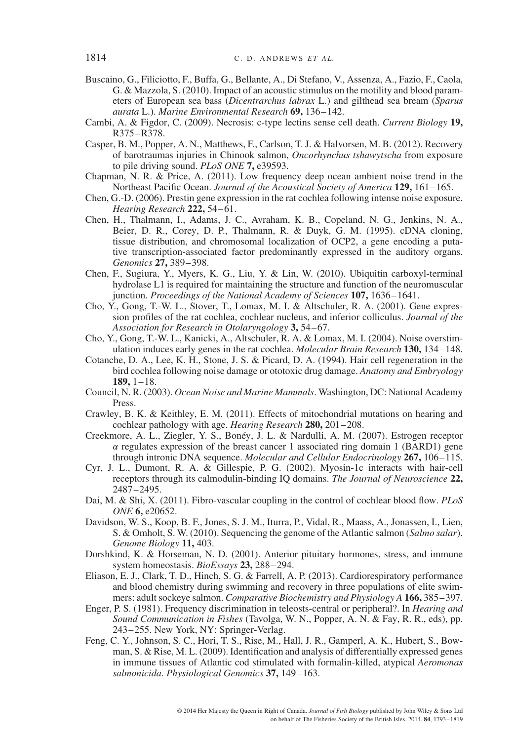Buscaino, G., Filiciotto, F., Buffa, G., Bellante, A., Di Stefano, V., Assenza, A., Fazio, F., Caola, G. & Mazzola, S. (2010). Impact of an acoustic stimulus on the motility and blood parameters of European sea bass (*Dicentrarchus labrax* L.) and gilthead sea bream (*Sparus aurata* L.). *Marine Environmental Research* **69,** 136–142.

Cambi, A. & Figdor, C. (2009). Necrosis: c-type lectins sense cell death. *Current Biology* **19,** R375–R378.

Casper, B. M., Popper, A. N., Matthews, F., Carlson, T. J. & Halvorsen, M. B. (2012). Recovery of barotraumas injuries in Chinook salmon, *Oncorhynchus tshawytscha* from exposure to pile driving sound. *PLoS ONE* **7,** e39593.

Chapman, N. R. & Price, A. (2011). Low frequency deep ocean ambient noise trend in the Northeast Pacific Ocean. *Journal of the Acoustical Society of America* **129,** 161–165.

Chen, G.-D. (2006). Prestin gene expression in the rat cochlea following intense noise exposure. *Hearing Research* **222,** 54–61.

Chen, H., Thalmann, I., Adams, J. C., Avraham, K. B., Copeland, N. G., Jenkins, N. A., Beier, D. R., Corey, D. P., Thalmann, R. & Duyk, G. M. (1995). cDNA cloning, tissue distribution, and chromosomal localization of OCP2, a gene encoding a putative transcription-associated factor predominantly expressed in the auditory organs. *Genomics* **27,** 389–398.

Chen, F., Sugiura, Y., Myers, K. G., Liu, Y. & Lin, W. (2010). Ubiquitin carboxyl-terminal hydrolase L1 is required for maintaining the structure and function of the neuromuscular junction. *Proceedings of the National Academy of Sciences* **107,** 1636–1641.

Cho, Y., Gong, T.-W. L., Stover, T., Lomax, M. I. & Altschuler, R. A. (2001). Gene expression profiles of the rat cochlea, cochlear nucleus, and inferior colliculus. *Journal of the Association for Research in Otolaryngology* **3,** 54–67.

Cho, Y., Gong, T.-W. L., Kanicki, A., Altschuler, R. A. & Lomax, M. I. (2004). Noise overstimulation induces early genes in the rat cochlea. *Molecular Brain Research* **130,** 134–148.

Cotanche, D. A., Lee, K. H., Stone, J. S. & Picard, D. A. (1994). Hair cell regeneration in the bird cochlea following noise damage or ototoxic drug damage. *Anatomy and Embryology* **189,** 1–18.

Council, N. R. (2003). *Ocean Noise and Marine Mammals*. Washington, DC: National Academy Press.

Crawley, B. K. & Keithley, E. M. (2011). Effects of mitochondrial mutations on hearing and cochlear pathology with age. *Hearing Research* **280,** 201–208.

Creekmore, A. L., Ziegler, Y. S., Bonéy, J. L. & Nardulli, A. M. (2007). Estrogen receptor $\alpha$ regulates expression of the breast cancer 1 associated ring domain 1 (BARD1) gene through intronic DNA sequence. *Molecular and Cellular Endocrinology* **267,** 106–115.

Cyr, J. L., Dumont, R. A. & Gillespie, P. G. (2002). Myosin-1c interacts with hair-cell receptors through its calmodulin-binding IQ domains. *The Journal of Neuroscience* **22,** 2487–2495.

Dai, M. & Shi, X. (2011). Fibro-vascular coupling in the control of cochlear blood flow. *PLoS ONE* **6,** e20652.

Davidson, W. S., Koop, B. F., Jones, S. J. M., Iturra, P., Vidal, R., Maass, A., Jonassen, I., Lien, S. & Omholt, S. W. (2010). Sequencing the genome of the Atlantic salmon (*Salmo salar*). *Genome Biology* **11,** 403.

Dorshkind, K. & Horseman, N. D. (2001). Anterior pituitary hormones, stress, and immune system homeostasis. *BioEssays* **23,** 288–294.

Eliason, E. J., Clark, T. D., Hinch, S. G. & Farrell, A. P. (2013). Cardiorespiratory performance and blood chemistry during swimming and recovery in three populations of elite swimmers: adult sockeye salmon. *Comparative Biochemistry and Physiology A* **166,** 385–397.

Enger, P. S. (1981). Frequency discrimination in teleosts-central or peripheral?. In *Hearing and Sound Communication in Fishes* (Tavolga, W. N., Popper, A. N. & Fay, R. R., eds), pp. 243–255. New York, NY: Springer-Verlag.

Feng, C. Y., Johnson, S. C., Hori, T. S., Rise, M., Hall, J. R., Gamperl, A. K., Hubert, S., Bowman, S. & Rise, M. L. (2009). Identification and analysis of differentially expressed genes in immune tissues of Atlantic cod stimulated with formalin-killed, atypical *Aeromonas salmonicida*. *Physiological Genomics* **37,** 149–163.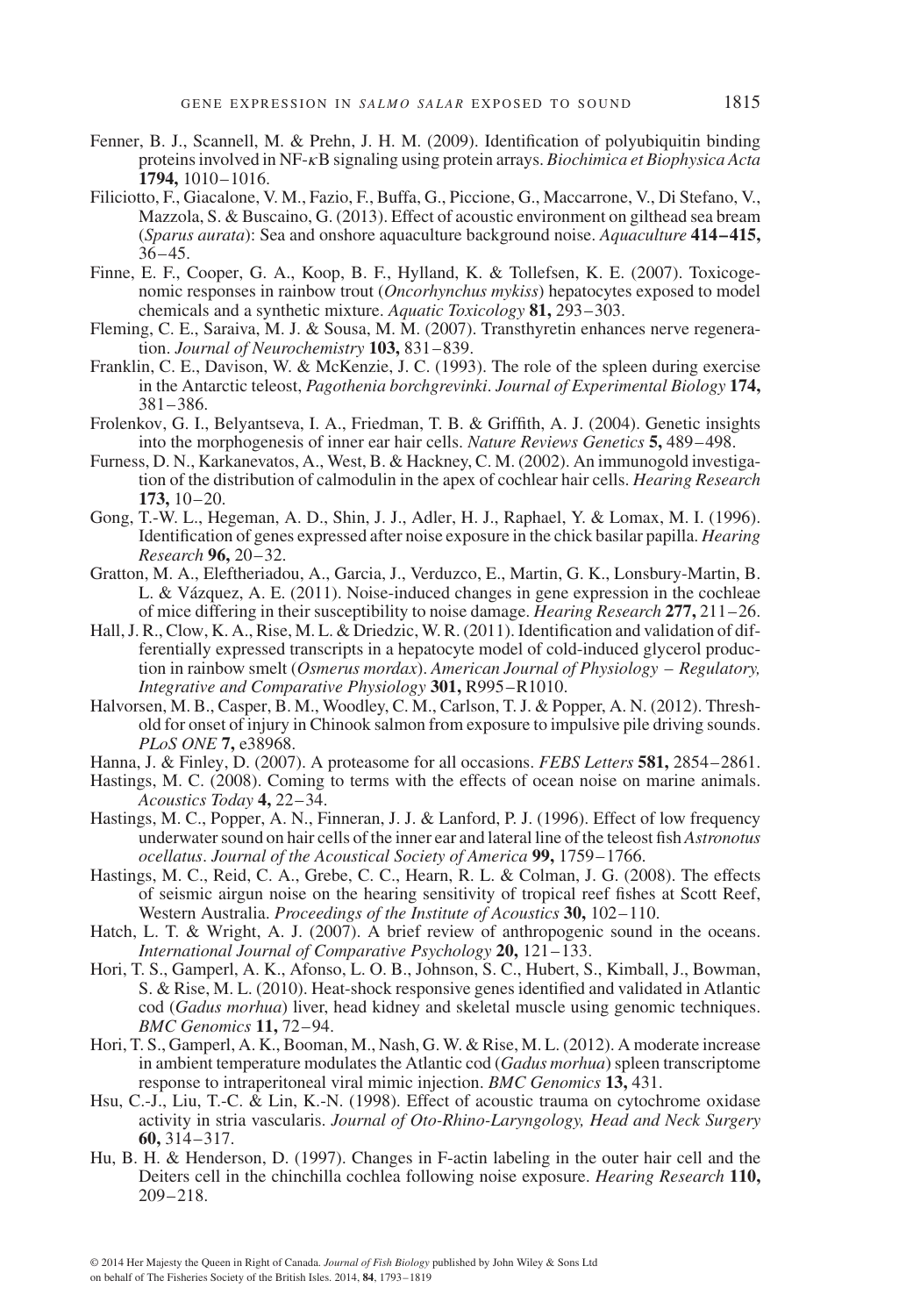Fenner, B. J., Scannell, M. & Prehn, J. H. M. (2009). Identification of polyubiquitin binding proteins involved in NF-$\kappa$B signaling using protein arrays. *Biochimica et Biophysica Acta* **1794,** 1010–1016.

Filiciotto, F., Giacalone, V. M., Fazio, F., Buffa, G., Piccione, G., Maccarrone, V., Di Stefano, V., Mazzola, S. & Buscaino, G. (2013). Effect of acoustic environment on gilthead sea bream (*Sparus aurata*): Sea and onshore aquaculture background noise. *Aquaculture* **414–415,** 36–45.

Finne, E. F., Cooper, G. A., Koop, B. F., Hylland, K. & Tollefsen, K. E. (2007). Toxicogenomic responses in rainbow trout (*Oncorhynchus mykiss*) hepatocytes exposed to model chemicals and a synthetic mixture. *Aquatic Toxicology* **81,** 293–303.

Fleming, C. E., Saraiva, M. J. & Sousa, M. M. (2007). Transthyretin enhances nerve regeneration. *Journal of Neurochemistry* **103,** 831–839.

Franklin, C. E., Davison, W. & McKenzie, J. C. (1993). The role of the spleen during exercise in the Antarctic teleost, *Pagothenia borchgrevinki*. *Journal of Experimental Biology* **174,** 381–386.

Frolenkov, G. I., Belyantseva, I. A., Friedman, T. B. & Griffith, A. J. (2004). Genetic insights into the morphogenesis of inner ear hair cells. *Nature Reviews Genetics* **5,** 489–498.

Furness, D. N., Karkanevatos, A., West, B. & Hackney, C. M. (2002). An immunogold investigation of the distribution of calmodulin in the apex of cochlear hair cells. *Hearing Research* **173,** 10–20.

Gong, T.-W. L., Hegeman, A. D., Shin, J. J., Adler, H. J., Raphael, Y. & Lomax, M. I. (1996). Identification of genes expressed after noise exposure in the chick basilar papilla. *Hearing Research* **96,** 20–32.

Gratton, M. A., Eleftheriadou, A., Garcia, J., Verduzco, E., Martin, G. K., Lonsbury-Martin, B. L. & Vázquez, A. E. (2011). Noise-induced changes in gene expression in the cochleae of mice differing in their susceptibility to noise damage. *Hearing Research* **277,** 211–26.

Hall, J. R., Clow, K. A., Rise, M. L. & Driedzic, W. R. (2011). Identification and validation of differentially expressed transcripts in a hepatocyte model of cold-induced glycerol production in rainbow smelt (*Osmerus mordax*). *American Journal of Physiology – Regulatory, Integrative and Comparative Physiology* **301,** R995–R1010.

Halvorsen, M. B., Casper, B. M., Woodley, C. M., Carlson, T. J. & Popper, A. N. (2012). Threshold for onset of injury in Chinook salmon from exposure to impulsive pile driving sounds. *PLoS ONE* **7,** e38968.

Hanna, J. & Finley, D. (2007). A proteasome for all occasions. *FEBS Letters* **581,** 2854–2861.

Hastings, M. C. (2008). Coming to terms with the effects of ocean noise on marine animals. *Acoustics Today* **4,** 22–34.

Hastings, M. C., Popper, A. N., Finneran, J. J. & Lanford, P. J. (1996). Effect of low frequency underwater sound on hair cells of the inner ear and lateral line of the teleost fish *Astronotus ocellatus*. *Journal of the Acoustical Society of America* **99,** 1759–1766.

Hastings, M. C., Reid, C. A., Grebe, C. C., Hearn, R. L. & Colman, J. G. (2008). The effects of seismic airgun noise on the hearing sensitivity of tropical reef fishes at Scott Reef, Western Australia. *Proceedings of the Institute of Acoustics* **30,** 102–110.

Hatch, L. T. & Wright, A. J. (2007). A brief review of anthropogenic sound in the oceans. *International Journal of Comparative Psychology* **20,** 121–133.

Hori, T. S., Gamperl, A. K., Afonso, L. O. B., Johnson, S. C., Hubert, S., Kimball, J., Bowman, S. & Rise, M. L. (2010). Heat-shock responsive genes identified and validated in Atlantic cod (*Gadus morhua*) liver, head kidney and skeletal muscle using genomic techniques. *BMC Genomics* **11,** 72–94.

Hori, T. S., Gamperl, A. K., Booman, M., Nash, G. W. & Rise, M. L. (2012). A moderate increase in ambient temperature modulates the Atlantic cod (*Gadus morhua*) spleen transcriptome response to intraperitoneal viral mimic injection. *BMC Genomics* **13,** 431.

Hsu, C.-J., Liu, T.-C. & Lin, K.-N. (1998). Effect of acoustic trauma on cytochrome oxidase activity in stria vascularis. *Journal of Oto-Rhino-Laryngology, Head and Neck Surgery* **60,** 314–317.

Hu, B. H. & Henderson, D. (1997). Changes in F-actin labeling in the outer hair cell and the Deiters cell in the chinchilla cochlea following noise exposure. *Hearing Research* **110,** 209–218.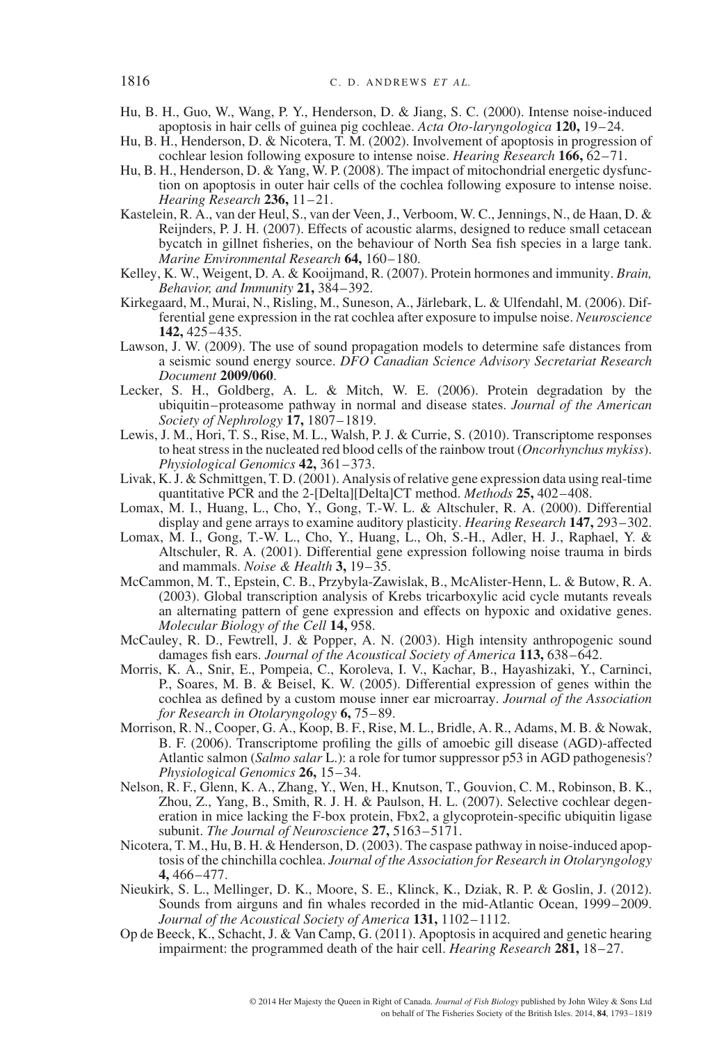Hu, B. H., Guo, W., Wang, P. Y., Henderson, D. & Jiang, S. C. (2000). Intense noise-induced apoptosis in hair cells of guinea pig cochleae. *Acta Oto-laryngologica* **120,** 19–24.

Hu, B. H., Henderson, D. & Nicotera, T. M. (2002). Involvement of apoptosis in progression of cochlear lesion following exposure to intense noise. *Hearing Research* **166,** 62–71.

Hu, B. H., Henderson, D. & Yang, W. P. (2008). The impact of mitochondrial energetic dysfunction on apoptosis in outer hair cells of the cochlea following exposure to intense noise. *Hearing Research* **236,** 11–21.

Kastelein, R. A., van der Heul, S., van der Veen, J., Verboom, W. C., Jennings, N., de Haan, D. & Reijnders, P. J. H. (2007). Effects of acoustic alarms, designed to reduce small cetacean bycatch in gillnet fisheries, on the behaviour of North Sea fish species in a large tank. *Marine Environmental Research* **64,** 160–180.

Kelley, K. W., Weigent, D. A. & Kooijmand, R. (2007). Protein hormones and immunity. *Brain, Behavior, and Immunity* **21,** 384–392.

Kirkegaard, M., Murai, N., Risling, M., Suneson, A., Järlebark, L. & Ulfendahl, M. (2006). Differential gene expression in the rat cochlea after exposure to impulse noise. *Neuroscience* **142,** 425–435.

Lawson, J. W. (2009). The use of sound propagation models to determine safe distances from a seismic sound energy source. *DFO Canadian Science Advisory Secretariat Research Document* **2009/060**.

Lecker, S. H., Goldberg, A. L. & Mitch, W. E. (2006). Protein degradation by the ubiquitin–proteasome pathway in normal and disease states. *Journal of the American Society of Nephrology* **17,** 1807–1819.

Lewis, J. M., Hori, T. S., Rise, M. L., Walsh, P. J. & Currie, S. (2010). Transcriptome responses to heat stress in the nucleated red blood cells of the rainbow trout (*Oncorhynchus mykiss*). *Physiological Genomics* **42,** 361–373.

Livak, K. J. & Schmittgen, T. D. (2001). Analysis of relative gene expression data using real-time quantitative PCR and the 2-[Delta][Delta]CT method. *Methods* **25,** 402–408.

Lomax, M. I., Huang, L., Cho, Y., Gong, T.-W. L. & Altschuler, R. A. (2000). Differential display and gene arrays to examine auditory plasticity. *Hearing Research* **147,** 293–302.

Lomax, M. I., Gong, T.-W. L., Cho, Y., Huang, L., Oh, S.-H., Adler, H. J., Raphael, Y. & Altschuler, R. A. (2001). Differential gene expression following noise trauma in birds and mammals. *Noise & Health* **3,** 19–35.

McCammon, M. T., Epstein, C. B., Przybyla-Zawislak, B., McAlister-Henn, L. & Butow, R. A. (2003). Global transcription analysis of Krebs tricarboxylic acid cycle mutants reveals an alternating pattern of gene expression and effects on hypoxic and oxidative genes. *Molecular Biology of the Cell* **14,** 958.

McCauley, R. D., Fewtrell, J. & Popper, A. N. (2003). High intensity anthropogenic sound damages fish ears. *Journal of the Acoustical Society of America* **113,** 638–642.

Morris, K. A., Snir, E., Pompeia, C., Koroleva, I. V., Kachar, B., Hayashizaki, Y., Carninci, P., Soares, M. B. & Beisel, K. W. (2005). Differential expression of genes within the cochlea as defined by a custom mouse inner ear microarray. *Journal of the Association for Research in Otolaryngology* **6,** 75–89.

Morrison, R. N., Cooper, G. A., Koop, B. F., Rise, M. L., Bridle, A. R., Adams, M. B. & Nowak, B. F. (2006). Transcriptome profiling the gills of amoebic gill disease (AGD)-affected Atlantic salmon (*Salmo salar* L.): a role for tumor suppressor p53 in AGD pathogenesis? *Physiological Genomics* **26,** 15–34.

Nelson, R. F., Glenn, K. A., Zhang, Y., Wen, H., Knutson, T., Gouvion, C. M., Robinson, B. K., Zhou, Z., Yang, B., Smith, R. J. H. & Paulson, H. L. (2007). Selective cochlear degeneration in mice lacking the F-box protein, Fbx2, a glycoprotein-specific ubiquitin ligase subunit. *The Journal of Neuroscience* **27,** 5163–5171.

Nicotera, T. M., Hu, B. H. & Henderson, D. (2003). The caspase pathway in noise-induced apoptosis of the chinchilla cochlea. *Journal of the Association for Research in Otolaryngology* **4,** 466–477.

Nieukirk, S. L., Mellinger, D. K., Moore, S. E., Klinck, K., Dziak, R. P. & Goslin, J. (2012). Sounds from airguns and fin whales recorded in the mid-Atlantic Ocean, 1999–2009. *Journal of the Acoustical Society of America* **131,** 1102–1112.

Op de Beeck, K., Schacht, J. & Van Camp, G. (2011). Apoptosis in acquired and genetic hearing impairment: the programmed death of the hair cell. *Hearing Research* **281,** 18–27.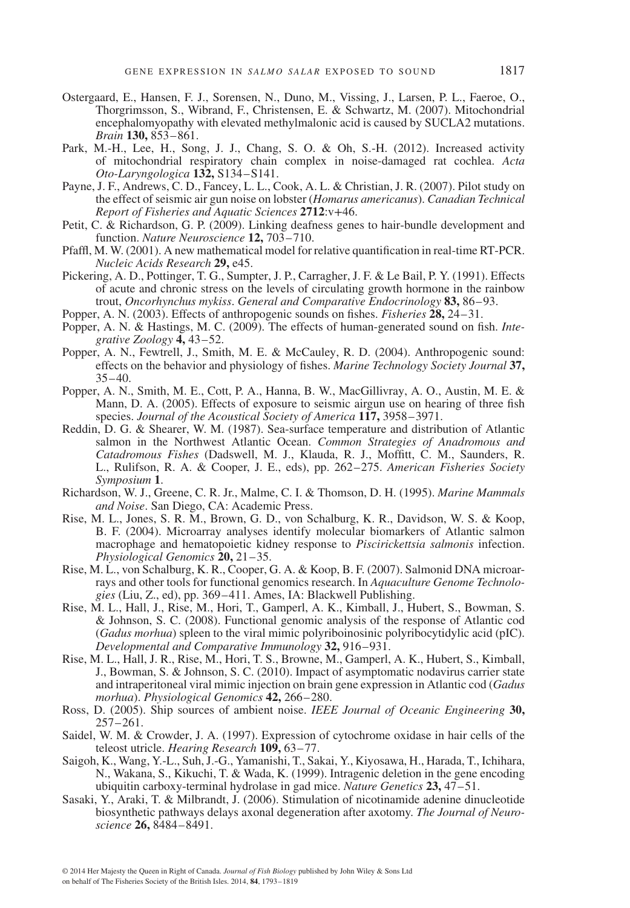Ostergaard, E., Hansen, F. J., Sorensen, N., Duno, M., Vissing, J., Larsen, P. L., Faeroe, O., Thorgrimsson, S., Wibrand, F., Christensen, E. & Schwartz, M. (2007). Mitochondrial encephalomyopathy with elevated methylmalonic acid is caused by SUCLA2 mutations. *Brain* **130,** 853–861.

Park, M.-H., Lee, H., Song, J. J., Chang, S. O. & Oh, S.-H. (2012). Increased activity of mitochondrial respiratory chain complex in noise-damaged rat cochlea. *Acta Oto-Laryngologica* **132,** S134–S141.

Payne, J. F., Andrews, C. D., Fancey, L. L., Cook, A. L. & Christian, J. R. (2007). Pilot study on the effect of seismic air gun noise on lobster (*Homarus americanus*). *Canadian Technical Report of Fisheries and Aquatic Sciences* **2712**:v+46.

Petit, C. & Richardson, G. P. (2009). Linking deafness genes to hair-bundle development and function. *Nature Neuroscience* **12,** 703–710.

Pfaffl, M. W. (2001). A new mathematical model for relative quantification in real-time RT-PCR. *Nucleic Acids Research* **29,** e45.

Pickering, A. D., Pottinger, T. G., Sumpter, J. P., Carragher, J. F. & Le Bail, P. Y. (1991). Effects of acute and chronic stress on the levels of circulating growth hormone in the rainbow trout, *Oncorhynchus mykiss*. *General and Comparative Endocrinology* **83,** 86–93.

Popper, A. N. (2003). Effects of anthropogenic sounds on fishes. *Fisheries* **28,** 24–31.

Popper, A. N. & Hastings, M. C. (2009). The effects of human-generated sound on fish. *Integrative Zoology* **4,** 43–52.

Popper, A. N., Fewtrell, J., Smith, M. E. & McCauley, R. D. (2004). Anthropogenic sound: effects on the behavior and physiology of fishes. *Marine Technology Society Journal* **37,** 35–40.

Popper, A. N., Smith, M. E., Cott, P. A., Hanna, B. W., MacGillivray, A. O., Austin, M. E. & Mann, D. A. (2005). Effects of exposure to seismic airgun use on hearing of three fish species. *Journal of the Acoustical Society of America* **117,** 3958–3971.

Reddin, D. G. & Shearer, W. M. (1987). Sea-surface temperature and distribution of Atlantic salmon in the Northwest Atlantic Ocean. *Common Strategies of Anadromous and Catadromous Fishes* (Dadswell, M. J., Klauda, R. J., Moffitt, C. M., Saunders, R. L., Rulifson, R. A. & Cooper, J. E., eds), pp. 262–275. *American Fisheries Society Symposium* **1**.

Richardson, W. J., Greene, C. R. Jr., Malme, C. I. & Thomson, D. H. (1995). *Marine Mammals and Noise*. San Diego, CA: Academic Press.

Rise, M. L., Jones, S. R. M., Brown, G. D., von Schalburg, K. R., Davidson, W. S. & Koop, B. F. (2004). Microarray analyses identify molecular biomarkers of Atlantic salmon macrophage and hematopoietic kidney response to *Piscirickettsia salmonis* infection. *Physiological Genomics* **20,** 21–35.

Rise, M. L., von Schalburg, K. R., Cooper, G. A. & Koop, B. F. (2007). Salmonid DNA microarrays and other tools for functional genomics research. In *Aquaculture Genome Technologies* (Liu, Z., ed), pp. 369–411. Ames, IA: Blackwell Publishing.

Rise, M. L., Hall, J., Rise, M., Hori, T., Gamperl, A. K., Kimball, J., Hubert, S., Bowman, S. & Johnson, S. C. (2008). Functional genomic analysis of the response of Atlantic cod (*Gadus morhua*) spleen to the viral mimic polyriboinosinic polyribocytidylic acid (pIC). *Developmental and Comparative Immunology* **32,** 916–931.

Rise, M. L., Hall, J. R., Rise, M., Hori, T. S., Browne, M., Gamperl, A. K., Hubert, S., Kimball, J., Bowman, S. & Johnson, S. C. (2010). Impact of asymptomatic nodavirus carrier state and intraperitoneal viral mimic injection on brain gene expression in Atlantic cod (*Gadus morhua*). *Physiological Genomics* **42,** 266–280.

Ross, D. (2005). Ship sources of ambient noise. *IEEE Journal of Oceanic Engineering* **30,** 257–261.

Saidel, W. M. & Crowder, J. A. (1997). Expression of cytochrome oxidase in hair cells of the teleost utricle. *Hearing Research* **109,** 63–77.

Saigoh, K., Wang, Y.-L., Suh, J.-G., Yamanishi, T., Sakai, Y., Kiyosawa, H., Harada, T., Ichihara, N., Wakana, S., Kikuchi, T. & Wada, K. (1999). Intragenic deletion in the gene encoding ubiquitin carboxy-terminal hydrolase in gad mice. *Nature Genetics* **23,** 47–51.

Sasaki, Y., Araki, T. & Milbrandt, J. (2006). Stimulation of nicotinamide adenine dinucleotide biosynthetic pathways delays axonal degeneration after axotomy. *The Journal of Neuroscience* **26,** 8484–8491.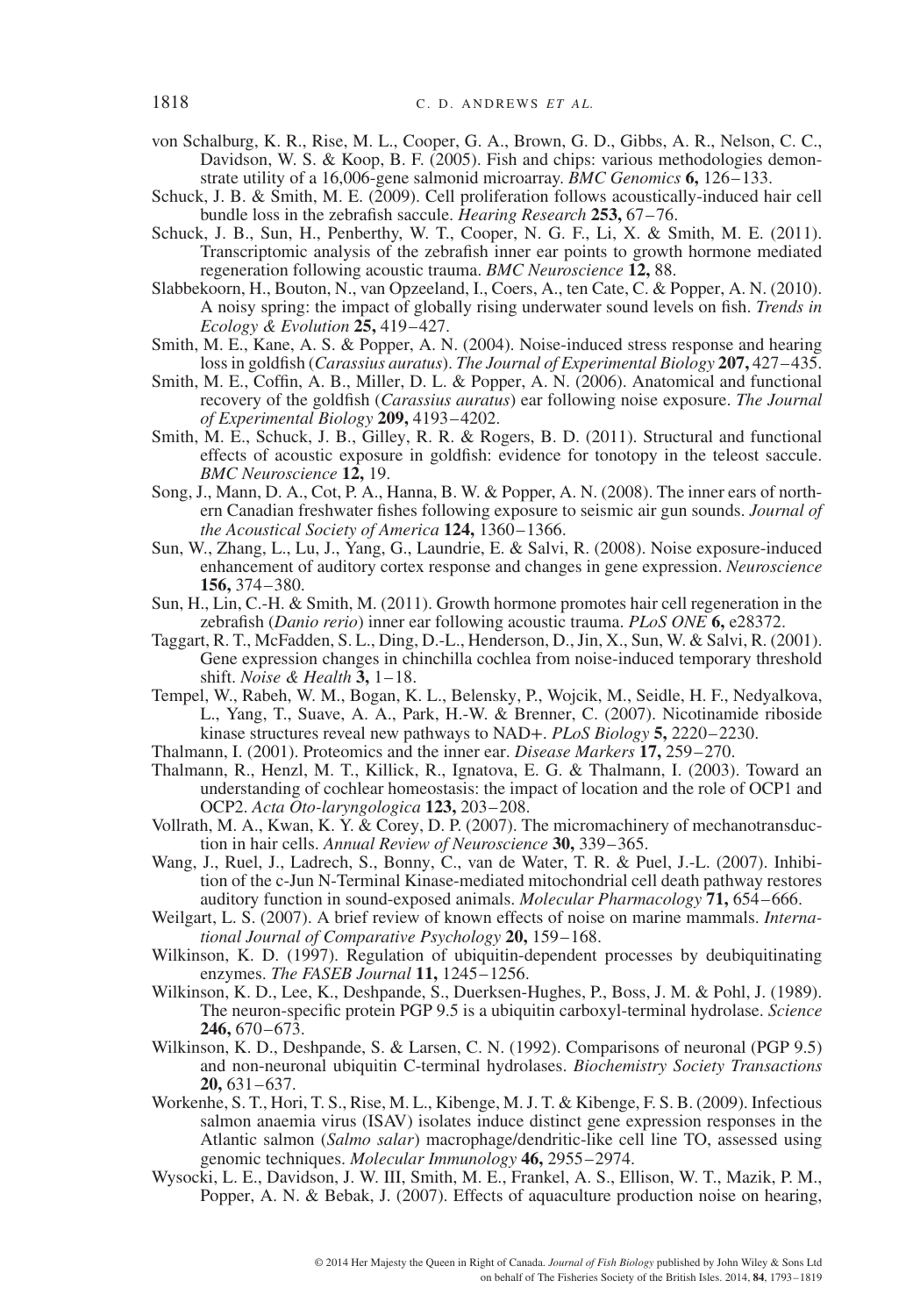von Schalburg, K. R., Rise, M. L., Cooper, G. A., Brown, G. D., Gibbs, A. R., Nelson, C. C., Davidson, W. S. & Koop, B. F. (2005). Fish and chips: various methodologies demonstrate utility of a 16,006-gene salmonid microarray. *BMC Genomics* **6,** 126–133.

Schuck, J. B. & Smith, M. E. (2009). Cell proliferation follows acoustically-induced hair cell bundle loss in the zebrafish saccule. *Hearing Research* **253,** 67–76.

Schuck, J. B., Sun, H., Penberthy, W. T., Cooper, N. G. F., Li, X. & Smith, M. E. (2011). Transcriptomic analysis of the zebrafish inner ear points to growth hormone mediated regeneration following acoustic trauma. *BMC Neuroscience* **12,** 88.

Slabbekoorn, H., Bouton, N., van Opzeeland, I., Coers, A., ten Cate, C. & Popper, A. N. (2010). A noisy spring: the impact of globally rising underwater sound levels on fish. *Trends in Ecology & Evolution* **25,** 419–427.

Smith, M. E., Kane, A. S. & Popper, A. N. (2004). Noise-induced stress response and hearing loss in goldfish (*Carassius auratus*). *The Journal of Experimental Biology* **207,** 427–435.

Smith, M. E., Coffin, A. B., Miller, D. L. & Popper, A. N. (2006). Anatomical and functional recovery of the goldfish (*Carassius auratus*) ear following noise exposure. *The Journal of Experimental Biology* **209,** 4193–4202.

Smith, M. E., Schuck, J. B., Gilley, R. R. & Rogers, B. D. (2011). Structural and functional effects of acoustic exposure in goldfish: evidence for tonotopy in the teleost saccule. *BMC Neuroscience* **12,** 19.

Song, J., Mann, D. A., Cot, P. A., Hanna, B. W. & Popper, A. N. (2008). The inner ears of northern Canadian freshwater fishes following exposure to seismic air gun sounds. *Journal of the Acoustical Society of America* **124,** 1360–1366.

Sun, W., Zhang, L., Lu, J., Yang, G., Laundrie, E. & Salvi, R. (2008). Noise exposure-induced enhancement of auditory cortex response and changes in gene expression. *Neuroscience* **156,** 374–380.

Sun, H., Lin, C.-H. & Smith, M. (2011). Growth hormone promotes hair cell regeneration in the zebrafish (*Danio rerio*) inner ear following acoustic trauma. *PLoS ONE* **6,** e28372.

Taggart, R. T., McFadden, S. L., Ding, D.-L., Henderson, D., Jin, X., Sun, W. & Salvi, R. (2001). Gene expression changes in chinchilla cochlea from noise-induced temporary threshold shift. *Noise & Health* **3,** 1–18.

Tempel, W., Rabeh, W. M., Bogan, K. L., Belensky, P., Wojcik, M., Seidle, H. F., Nedyalkova, L., Yang, T., Suave, A. A., Park, H.-W. & Brenner, C. (2007). Nicotinamide riboside kinase structures reveal new pathways to NAD+. *PLoS Biology* **5,** 2220–2230.

Thalmann, I. (2001). Proteomics and the inner ear. *Disease Markers* **17,** 259–270.

Thalmann, R., Henzl, M. T., Killick, R., Ignatova, E. G. & Thalmann, I. (2003). Toward an understanding of cochlear homeostasis: the impact of location and the role of OCP1 and OCP2. *Acta Oto-laryngologica* **123,** 203–208.

Vollrath, M. A., Kwan, K. Y. & Corey, D. P. (2007). The micromachinery of mechanotransduction in hair cells. *Annual Review of Neuroscience* **30,** 339–365.

Wang, J., Ruel, J., Ladrech, S., Bonny, C., van de Water, T. R. & Puel, J.-L. (2007). Inhibition of the c-Jun N-Terminal Kinase-mediated mitochondrial cell death pathway restores auditory function in sound-exposed animals. *Molecular Pharmacology* **71,** 654–666.

Weilgart, L. S. (2007). A brief review of known effects of noise on marine mammals. *International Journal of Comparative Psychology* **20,** 159–168.

Wilkinson, K. D. (1997). Regulation of ubiquitin-dependent processes by deubiquitinating enzymes. *The FASEB Journal* **11,** 1245–1256.

Wilkinson, K. D., Lee, K., Deshpande, S., Duerksen-Hughes, P., Boss, J. M. & Pohl, J. (1989). The neuron-specific protein PGP 9.5 is a ubiquitin carboxyl-terminal hydrolase. *Science* **246,** 670–673.

Wilkinson, K. D., Deshpande, S. & Larsen, C. N. (1992). Comparisons of neuronal (PGP 9.5) and non-neuronal ubiquitin C-terminal hydrolases. *Biochemistry Society Transactions* **20,** 631–637.

Workenhe, S. T., Hori, T. S., Rise, M. L., Kibenge, M. J. T. & Kibenge, F. S. B. (2009). Infectious salmon anaemia virus (ISAV) isolates induce distinct gene expression responses in the Atlantic salmon (*Salmo salar*) macrophage/dendritic-like cell line TO, assessed using genomic techniques. *Molecular Immunology* **46,** 2955–2974.

Wysocki, L. E., Davidson, J. W. III, Smith, M. E., Frankel, A. S., Ellison, W. T., Mazik, P. M., Popper, A. N. & Bebak, J. (2007). Effects of aquaculture production noise on hearing,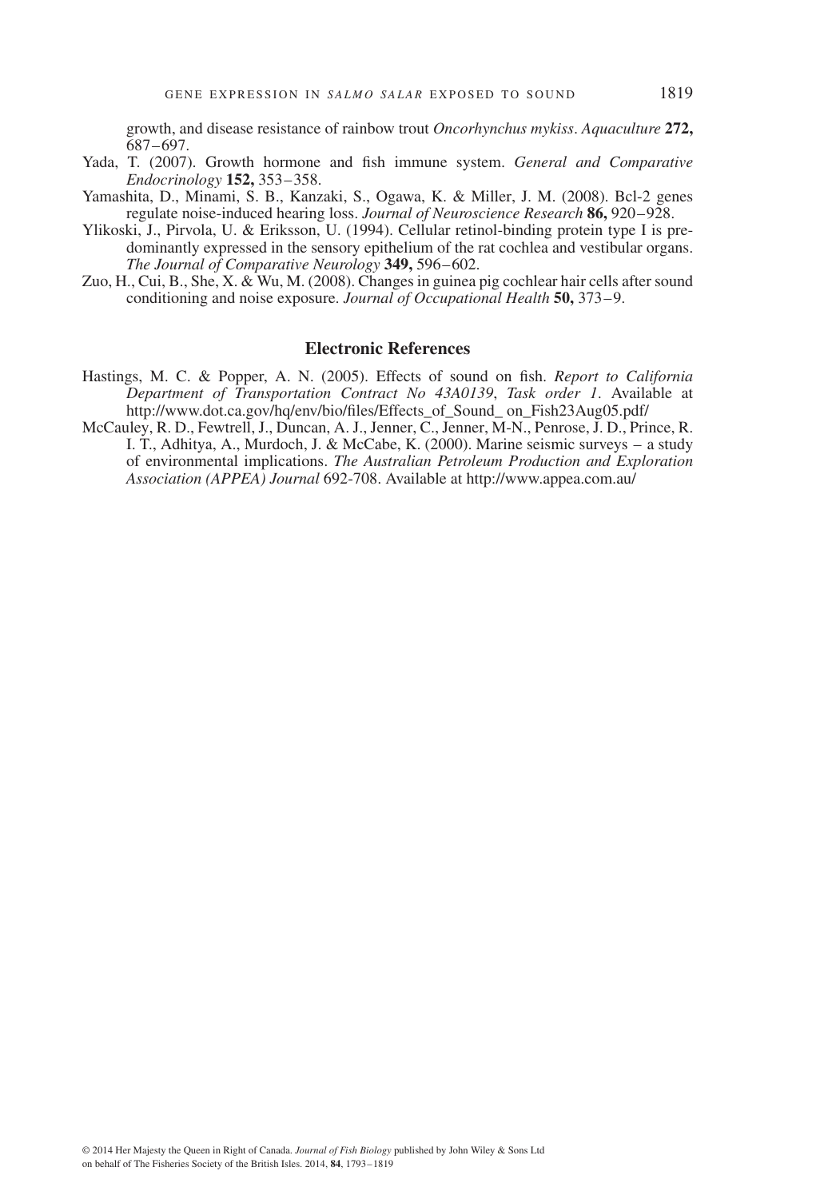growth, and disease resistance of rainbow trout *Oncorhynchus mykiss*. *Aquaculture* **272,** 687–697.

Yada, T. (2007). Growth hormone and fish immune system. *General and Comparative Endocrinology* **152,** 353–358.

Yamashita, D., Minami, S. B., Kanzaki, S., Ogawa, K. & Miller, J. M. (2008). Bcl-2 genes regulate noise-induced hearing loss. *Journal of Neuroscience Research* **86,** 920–928.

Ylikoski, J., Pirvola, U. & Eriksson, U. (1994). Cellular retinol-binding protein type I is predominantly expressed in the sensory epithelium of the rat cochlea and vestibular organs. *The Journal of Comparative Neurology* **349,** 596–602.

Zuo, H., Cui, B., She, X. & Wu, M. (2008). Changes in guinea pig cochlear hair cells after sound conditioning and noise exposure. *Journal of Occupational Health* **50,** 373–9.

## Electronic References

Hastings, M. C. & Popper, A. N. (2005). Effects of sound on fish. *Report to California Department of Transportation Contract No 43A0139*, *Task order 1*. Available at http://www.dot.ca.gov/hq/env/bio/files/Effects_of_Sound_ on_Fish23Aug05.pdf/

McCauley, R. D., Fewtrell, J., Duncan, A. J., Jenner, C., Jenner, M-N., Penrose, J. D., Prince, R. I. T., Adhitya, A., Murdoch, J. & McCabe, K. (2000). Marine seismic surveys – a study of environmental implications. *The Australian Petroleum Production and Exploration Association (APPEA) Journal* 692-708. Available at http://www.appea.com.au/